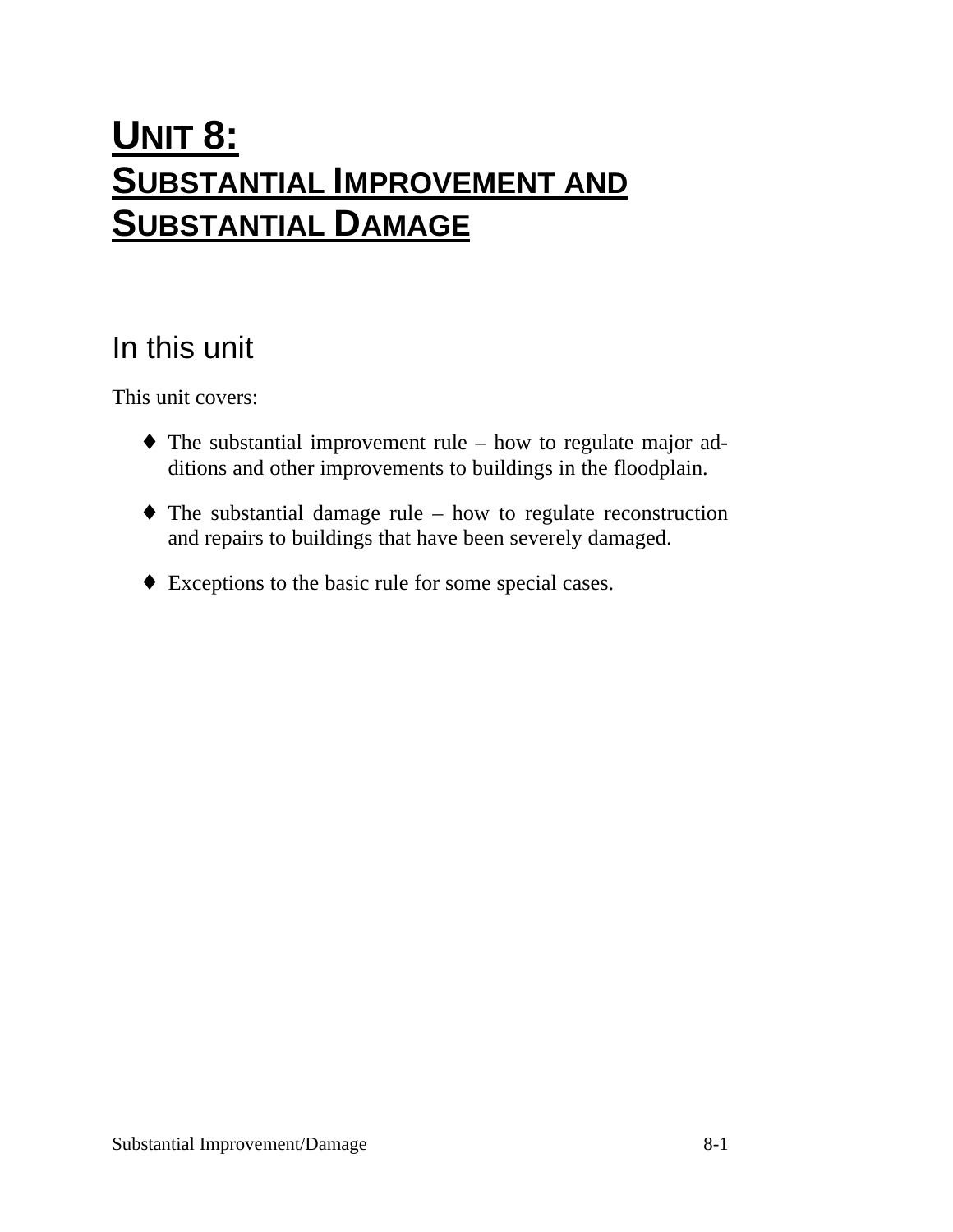# UNIT 8: SUBSTANTIAL IMPROVEMENT AND SUBSTANTIAL DAMAGE

## In this unit

This unit covers:

- ♦ The substantial improvement rule – how to regulate major additions and other improvements to buildings in the floodplain.
- ♦ The substantial damage rule – how to regulate reconstruction and repairs to buildings that have been severely damaged.
- ♦ Exceptions to the basic rule for some special cases.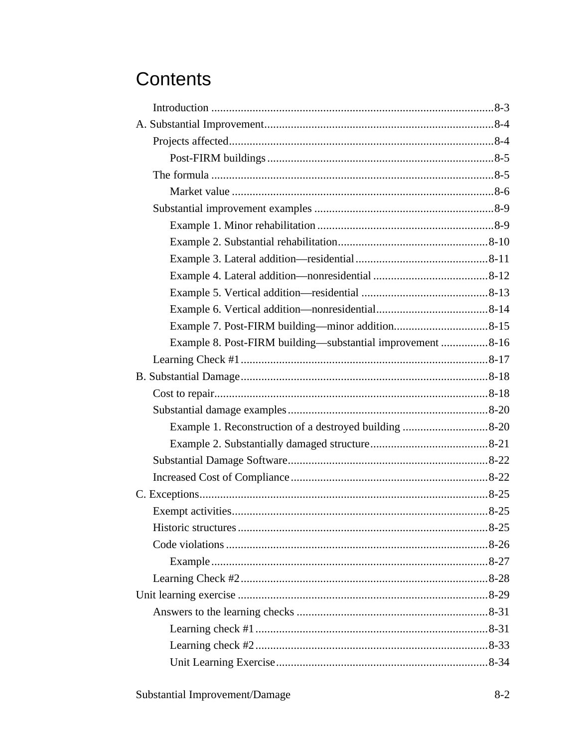# Contents

- Introduction ...8-3
- A. Substantial Improvement...8-4
  - Projects affected...8-4
    - Post-FIRM buildings...8-5
  - The formula ...8-5
    - Market value ...8-6
  - Substantial improvement examples ...8-9
    - Example 1. Minor rehabilitation...8-9
    - Example 2. Substantial rehabilitation...8-10
    - Example 3. Lateral addition—residential...8-11
    - Example 4. Lateral addition—nonresidential ...8-12
    - Example 5. Vertical addition—residential ...8-13
    - Example 6. Vertical addition—nonresidential...8-14
    - Example 7. Post-FIRM building—minor addition...8-15
    - Example 8. Post-FIRM building—substantial improvement ...8-16
  - Learning Check #1...8-17
- B. Substantial Damage...8-18
  - Cost to repair...8-18
  - Substantial damage examples...8-20
    - Example 1. Reconstruction of a destroyed building ...8-20
    - Example 2. Substantially damaged structure...8-21
  - Substantial Damage Software...8-22
  - Increased Cost of Compliance...8-22
- C. Exceptions...8-25
  - Exempt activities...8-25
  - Historic structures...8-25
  - Code violations...8-26
    - Example...8-27
  - Learning Check #2...8-28
- Unit learning exercise ...8-29
  - Answers to the learning checks ...8-31
    - Learning check #1...8-31
    - Learning check #2...8-33
    - Unit Learning Exercise...8-34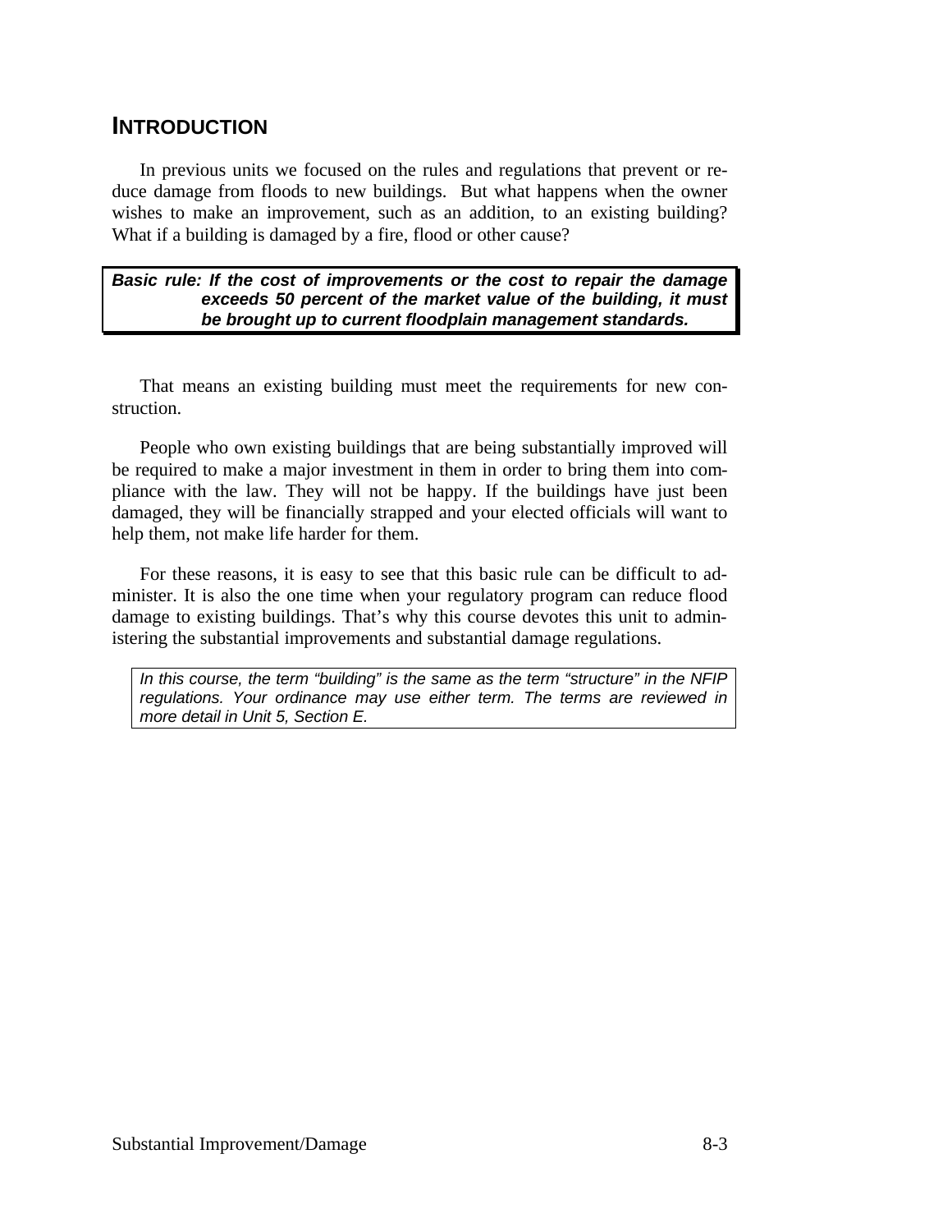## INTRODUCTION

In previous units we focused on the rules and regulations that prevent or reduce damage from floods to new buildings. But what happens when the owner wishes to make an improvement, such as an addition, to an existing building? What if a building is damaged by a fire, flood or other cause?

> ***Basic rule: If the cost of improvements or the cost to repair the damage exceeds 50 percent of the market value of the building, it must be brought up to current floodplain management standards.***

That means an existing building must meet the requirements for new construction.

People who own existing buildings that are being substantially improved will be required to make a major investment in them in order to bring them into compliance with the law. They will not be happy. If the buildings have just been damaged, they will be financially strapped and your elected officials will want to help them, not make life harder for them.

For these reasons, it is easy to see that this basic rule can be difficult to administer. It is also the one time when your regulatory program can reduce flood damage to existing buildings. That's why this course devotes this unit to administering the substantial improvements and substantial damage regulations.

> *In this course, the term "building" is the same as the term "structure" in the NFIP regulations. Your ordinance may use either term. The terms are reviewed in more detail in Unit 5, Section E.*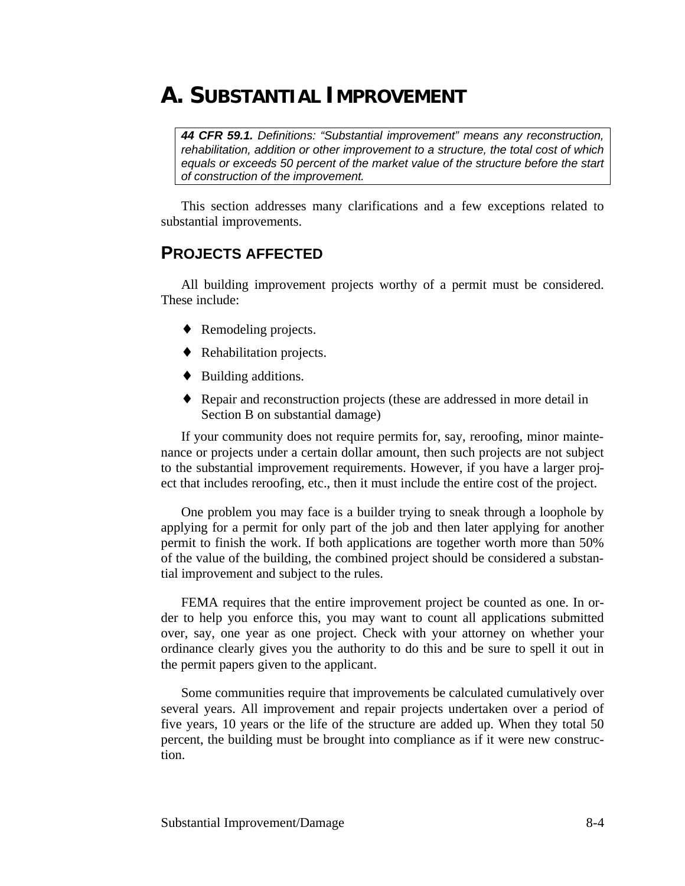# A. SUBSTANTIAL IMPROVEMENT

> ***44 CFR 59.1.*** *Definitions: "Substantial improvement" means any reconstruction, rehabilitation, addition or other improvement to a structure, the total cost of which equals or exceeds 50 percent of the market value of the structure before the start of construction of the improvement.*

This section addresses many clarifications and a few exceptions related to substantial improvements.

## PROJECTS AFFECTED

All building improvement projects worthy of a permit must be considered. These include:

- Remodeling projects.
- Rehabilitation projects.
- Building additions.
- Repair and reconstruction projects (these are addressed in more detail in Section B on substantial damage)

If your community does not require permits for, say, reroofing, minor maintenance or projects under a certain dollar amount, then such projects are not subject to the substantial improvement requirements. However, if you have a larger project that includes reroofing, etc., then it must include the entire cost of the project.

One problem you may face is a builder trying to sneak through a loophole by applying for a permit for only part of the job and then later applying for another permit to finish the work. If both applications are together worth more than 50% of the value of the building, the combined project should be considered a substantial improvement and subject to the rules.

FEMA requires that the entire improvement project be counted as one. In order to help you enforce this, you may want to count all applications submitted over, say, one year as one project. Check with your attorney on whether your ordinance clearly gives you the authority to do this and be sure to spell it out in the permit papers given to the applicant.

Some communities require that improvements be calculated cumulatively over several years. All improvement and repair projects undertaken over a period of five years, 10 years or the life of the structure are added up. When they total 50 percent, the building must be brought into compliance as if it were new construction.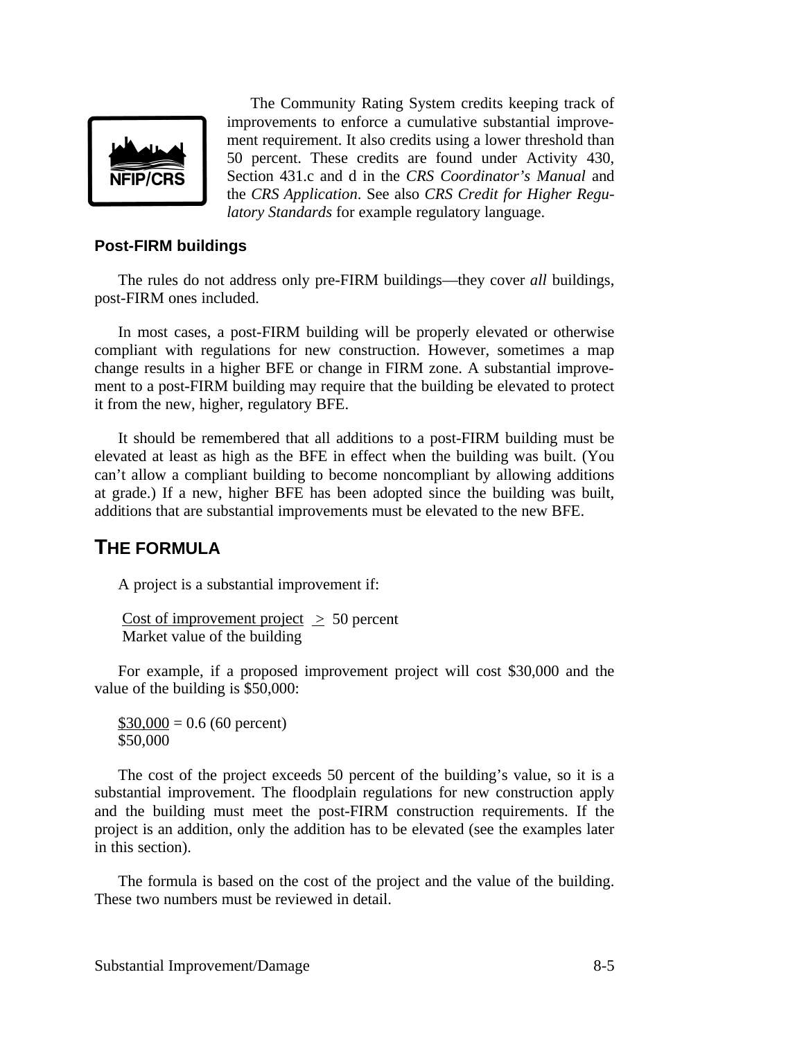The Community Rating System credits keeping track of improvements to enforce a cumulative substantial improvement requirement. It also credits using a lower threshold than 50 percent. These credits are found under Activity 430, Section 431.c and d in the *CRS Coordinator's Manual* and the *CRS Application*. See also *CRS Credit for Higher Regulatory Standards* for example regulatory language.

### Post-FIRM buildings

The rules do not address only pre-FIRM buildings—they cover *all* buildings, post-FIRM ones included.

In most cases, a post-FIRM building will be properly elevated or otherwise compliant with regulations for new construction. However, sometimes a map change results in a higher BFE or change in FIRM zone. A substantial improvement to a post-FIRM building may require that the building be elevated to protect it from the new, higher, regulatory BFE.

It should be remembered that all additions to a post-FIRM building must be elevated at least as high as the BFE in effect when the building was built. (You can't allow a compliant building to become noncompliant by allowing additions at grade.) If a new, higher BFE has been adopted since the building was built, additions that are substantial improvements must be elevated to the new BFE.

## THE FORMULA

A project is a substantial improvement if:

$$\frac{\text{Cost of improvement project}}{\text{Market value of the building}} \geq 50 \text{ percent}$$

For example, if a proposed improvement project will cost $30,000 and the value of the building is $50,000:

$$\frac{\$30,000}{\$50,000} = 0.6 \text{ (60 percent)}$$

The cost of the project exceeds 50 percent of the building's value, so it is a substantial improvement. The floodplain regulations for new construction apply and the building must meet the post-FIRM construction requirements. If the project is an addition, only the addition has to be elevated (see the examples later in this section).

The formula is based on the cost of the project and the value of the building. These two numbers must be reviewed in detail.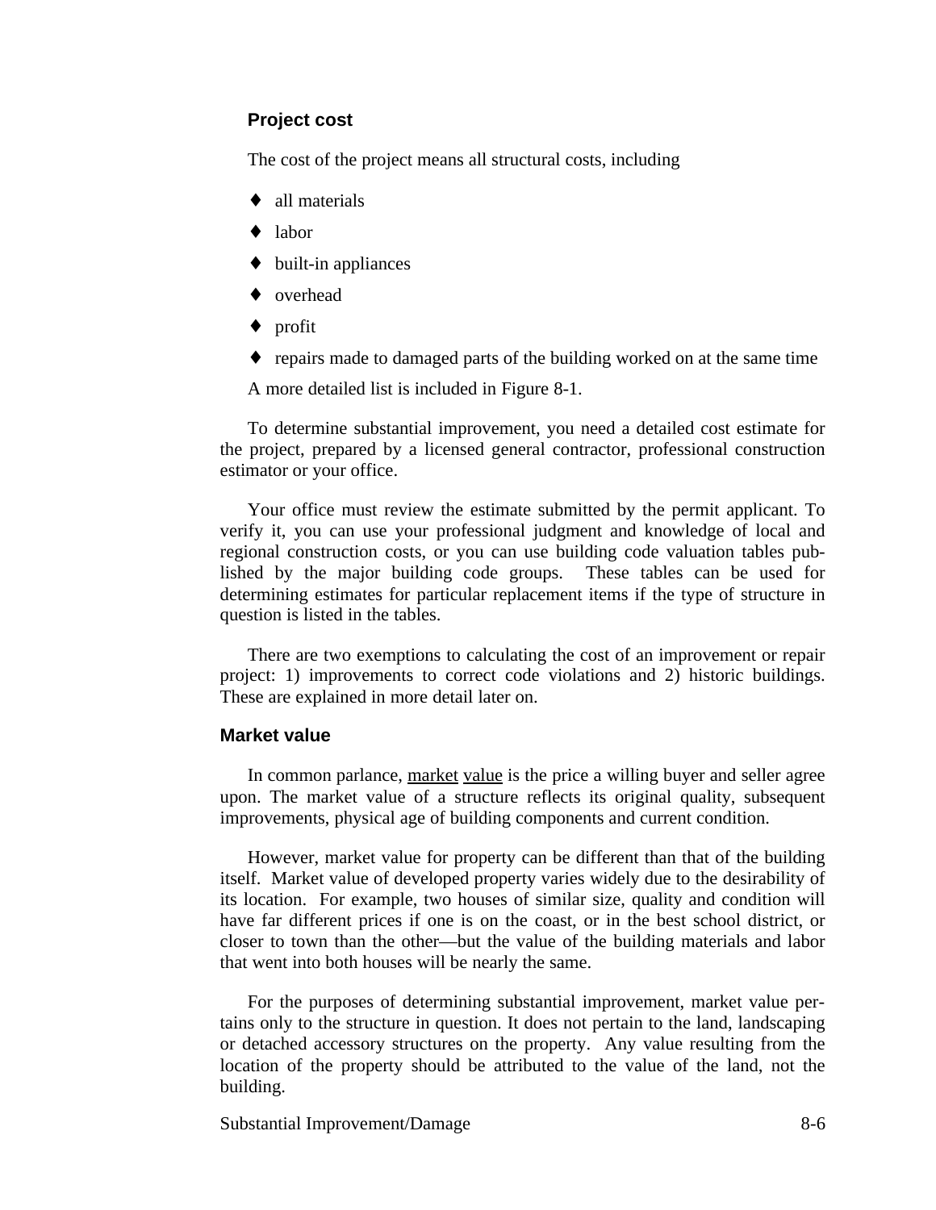### Project cost

The cost of the project means all structural costs, including

- all materials
- labor
- built-in appliances
- overhead
- profit
- repairs made to damaged parts of the building worked on at the same time

A more detailed list is included in Figure 8-1.

To determine substantial improvement, you need a detailed cost estimate for the project, prepared by a licensed general contractor, professional construction estimator or your office.

Your office must review the estimate submitted by the permit applicant. To verify it, you can use your professional judgment and knowledge of local and regional construction costs, or you can use building code valuation tables published by the major building code groups. These tables can be used for determining estimates for particular replacement items if the type of structure in question is listed in the tables.

There are two exemptions to calculating the cost of an improvement or repair project: 1) improvements to correct code violations and 2) historic buildings. These are explained in more detail later on.

### Market value

In common parlance, market value is the price a willing buyer and seller agree upon. The market value of a structure reflects its original quality, subsequent improvements, physical age of building components and current condition.

However, market value for property can be different than that of the building itself. Market value of developed property varies widely due to the desirability of its location. For example, two houses of similar size, quality and condition will have far different prices if one is on the coast, or in the best school district, or closer to town than the other—but the value of the building materials and labor that went into both houses will be nearly the same.

For the purposes of determining substantial improvement, market value pertains only to the structure in question. It does not pertain to the land, landscaping or detached accessory structures on the property. Any value resulting from the location of the property should be attributed to the value of the land, not the building.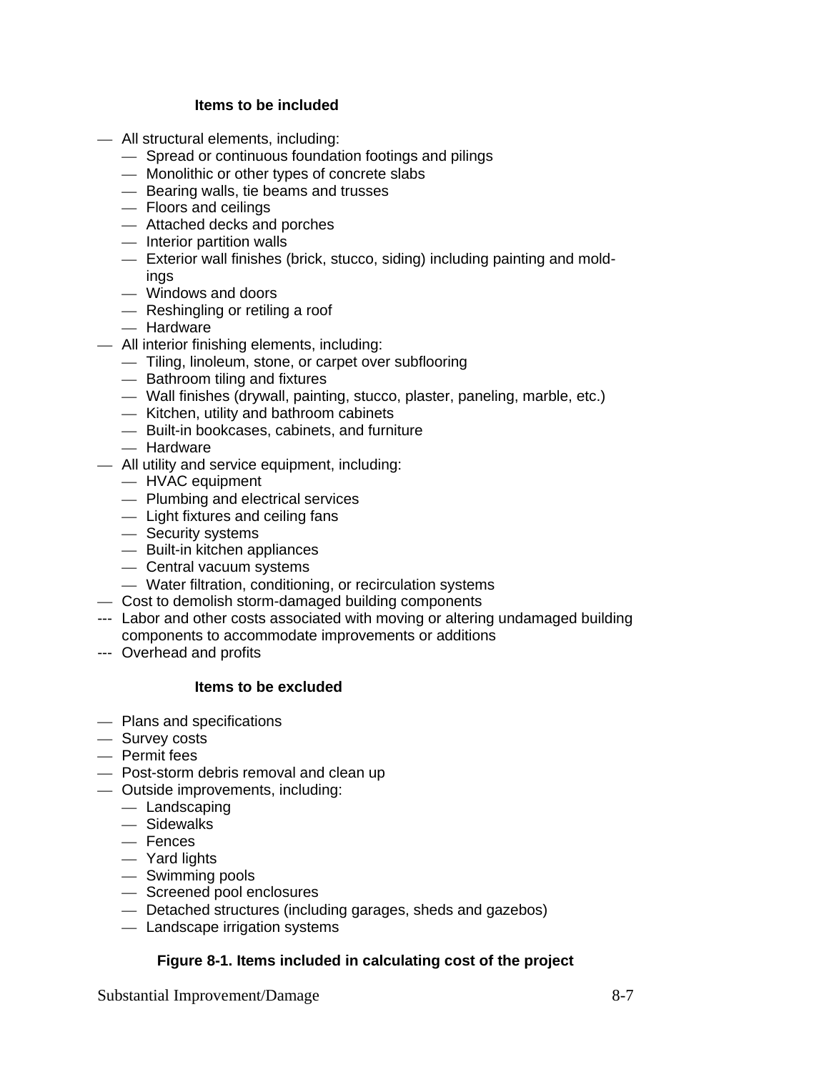**Items to be included**

- All structural elements, including:
  - Spread or continuous foundation footings and pilings
  - Monolithic or other types of concrete slabs
  - Bearing walls, tie beams and trusses
  - Floors and ceilings
  - Attached decks and porches
  - Interior partition walls
  - Exterior wall finishes (brick, stucco, siding) including painting and moldings
  - Windows and doors
  - Reshingling or retiling a roof
  - Hardware
- All interior finishing elements, including:
  - Tiling, linoleum, stone, or carpet over subflooring
  - Bathroom tiling and fixtures
  - Wall finishes (drywall, painting, stucco, plaster, paneling, marble, etc.)
  - Kitchen, utility and bathroom cabinets
  - Built-in bookcases, cabinets, and furniture
  - Hardware
- All utility and service equipment, including:
  - HVAC equipment
  - Plumbing and electrical services
  - Light fixtures and ceiling fans
  - Security systems
  - Built-in kitchen appliances
  - Central vacuum systems
  - Water filtration, conditioning, or recirculation systems
- Cost to demolish storm-damaged building components
- Labor and other costs associated with moving or altering undamaged building components to accommodate improvements or additions
- Overhead and profits

**Items to be excluded**

- Plans and specifications
- Survey costs
- Permit fees
- Post-storm debris removal and clean up
- Outside improvements, including:
  - Landscaping
  - Sidewalks
  - Fences
  - Yard lights
  - Swimming pools
  - Screened pool enclosures
  - Detached structures (including garages, sheds and gazebos)
  - Landscape irrigation systems

**Figure 8-1. Items included in calculating cost of the project**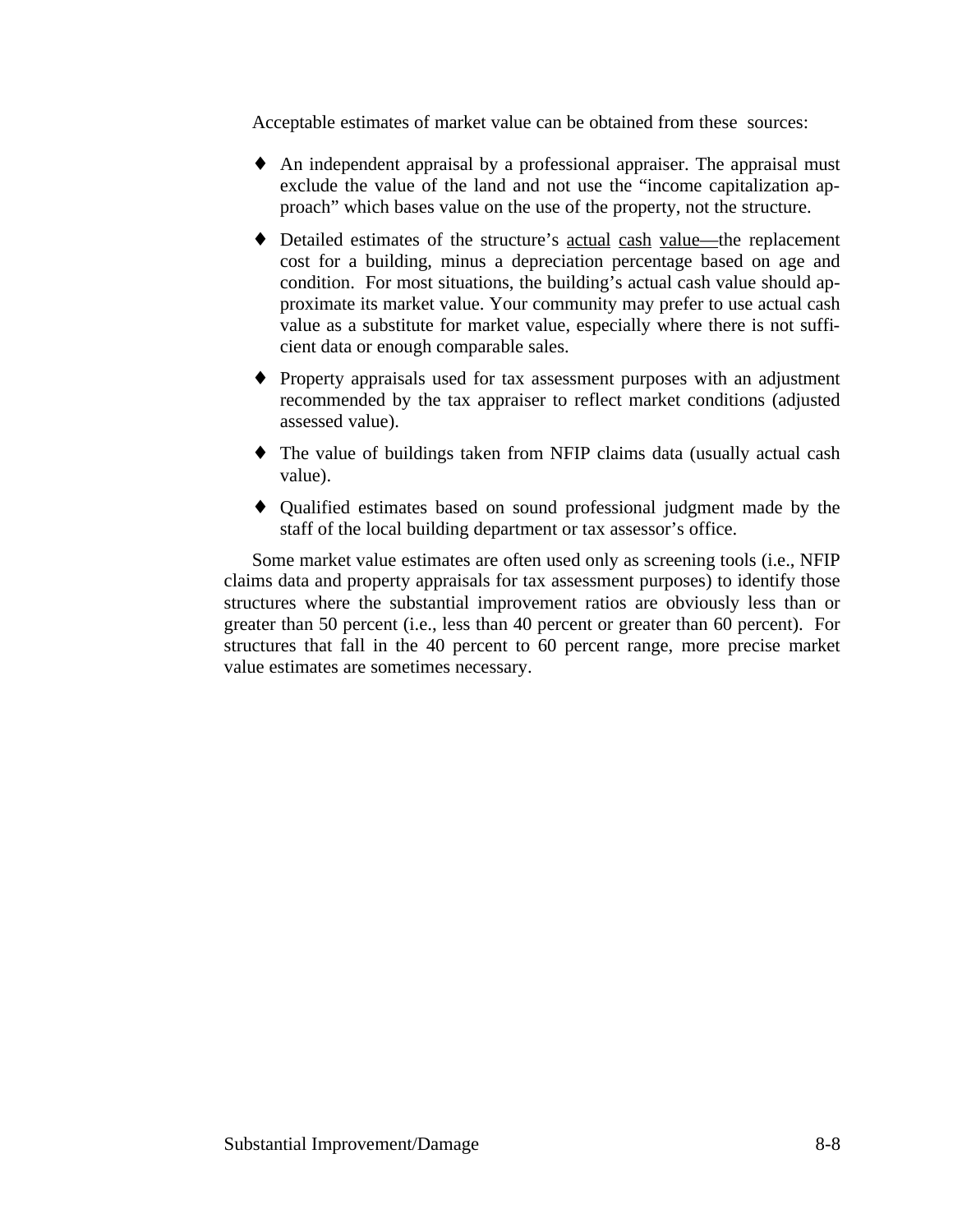Acceptable estimates of market value can be obtained from these sources:

- An independent appraisal by a professional appraiser. The appraisal must exclude the value of the land and not use the "income capitalization approach" which bases value on the use of the property, not the structure.
- Detailed estimates of the structure's <u>actual cash value</u>—the replacement cost for a building, minus a depreciation percentage based on age and condition. For most situations, the building's actual cash value should approximate its market value. Your community may prefer to use actual cash value as a substitute for market value, especially where there is not sufficient data or enough comparable sales.
- Property appraisals used for tax assessment purposes with an adjustment recommended by the tax appraiser to reflect market conditions (adjusted assessed value).
- The value of buildings taken from NFIP claims data (usually actual cash value).
- Qualified estimates based on sound professional judgment made by the staff of the local building department or tax assessor's office.

Some market value estimates are often used only as screening tools (i.e., NFIP claims data and property appraisals for tax assessment purposes) to identify those structures where the substantial improvement ratios are obviously less than or greater than 50 percent (i.e., less than 40 percent or greater than 60 percent). For structures that fall in the 40 percent to 60 percent range, more precise market value estimates are sometimes necessary.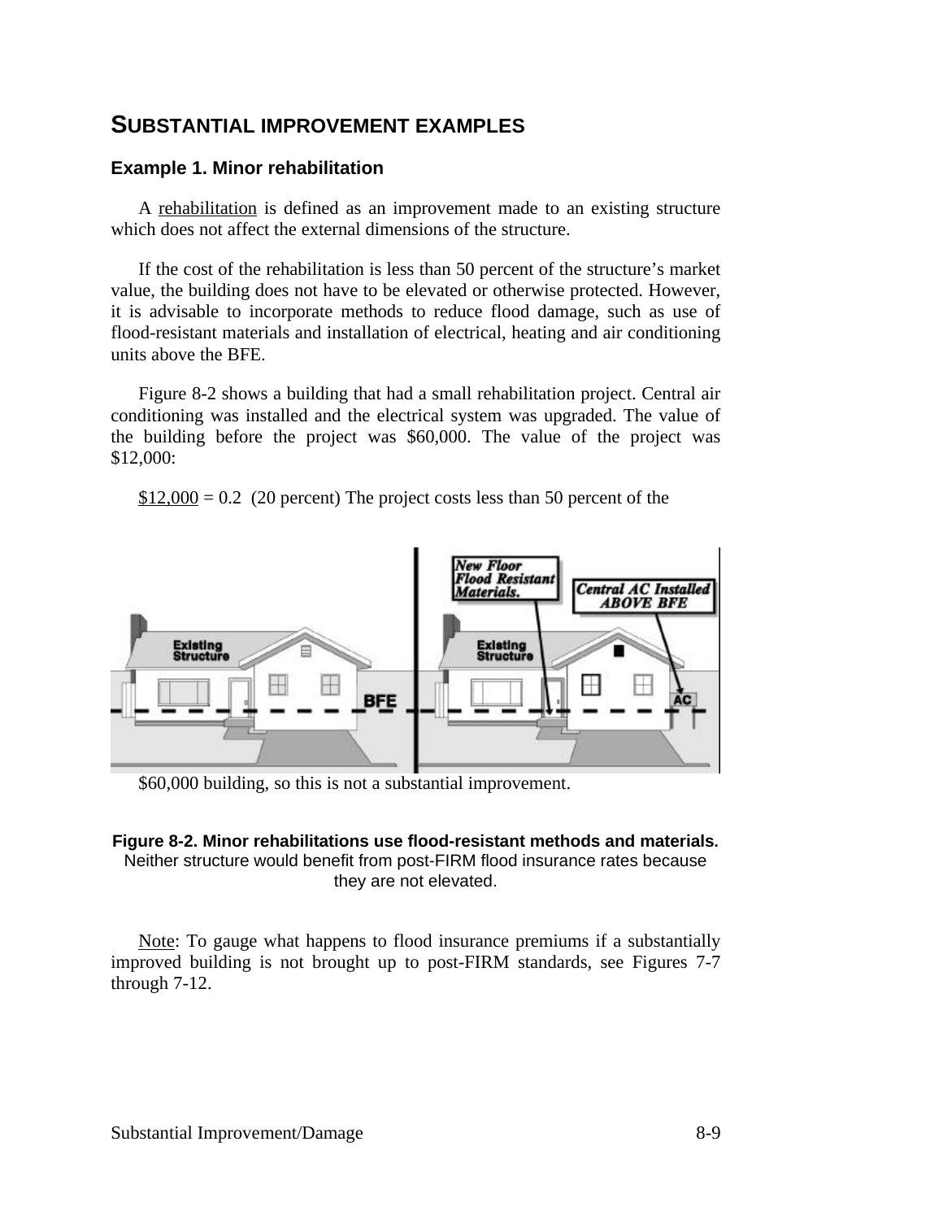## SUBSTANTIAL IMPROVEMENT EXAMPLES

### Example 1. Minor rehabilitation

A rehabilitation is defined as an improvement made to an existing structure which does not affect the external dimensions of the structure.

If the cost of the rehabilitation is less than 50 percent of the structure's market value, the building does not have to be elevated or otherwise protected. However, it is advisable to incorporate methods to reduce flood damage, such as use of flood-resistant materials and installation of electrical, heating and air conditioning units above the BFE.

Figure 8-2 shows a building that had a small rehabilitation project. Central air conditioning was installed and the electrical system was upgraded. The value of the building before the project was $60,000. The value of the project was $12,000:

$\frac{\$12{,}000}{\$60{,}000} = 0.2$ (20 percent) The project costs less than 50 percent of the $60,000 building, so this is not a substantial improvement.

Existing Structure

BFE

New Floor Flood Resistant Materials.

Central AC Installed ABOVE BFE

AC

**Figure 8-2. Minor rehabilitations use flood-resistant methods and materials.** Neither structure would benefit from post-FIRM flood insurance rates because they are not elevated.

Note: To gauge what happens to flood insurance premiums if a substantially improved building is not brought up to post-FIRM standards, see Figures 7-7 through 7-12.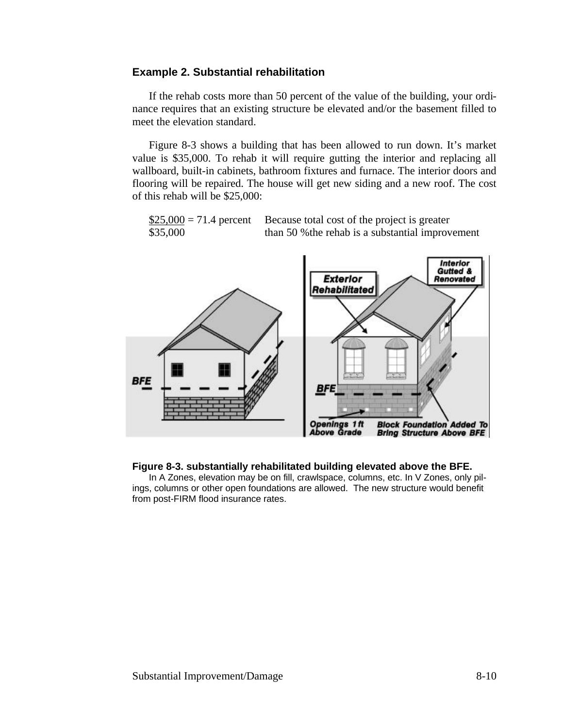### Example 2. Substantial rehabilitation

If the rehab costs more than 50 percent of the value of the building, your ordinance requires that an existing structure be elevated and/or the basement filled to meet the elevation standard.

Figure 8-3 shows a building that has been allowed to run down. It's market value is $35,000. To rehab it will require gutting the interior and replacing all wallboard, built-in cabinets, bathroom fixtures and furnace. The interior doors and flooring will be repaired. The house will get new siding and a new roof. The cost of this rehab will be $25,000:

$\frac{\$25{,}000}{\$35{,}000}$ = 71.4 percent — Because total cost of the project is greater than 50 %the rehab is a substantial improvement

Exterior Rehabilitated

Interior Gutted & Renovated

BFE

BFE

Openings 1 ft Above Grade

Block Foundation Added To Bring Structure Above BFE

**Figure 8-3. substantially rehabilitated building elevated above the BFE.**
In A Zones, elevation may be on fill, crawlspace, columns, etc. In V Zones, only pilings, columns or other open foundations are allowed. The new structure would benefit from post-FIRM flood insurance rates.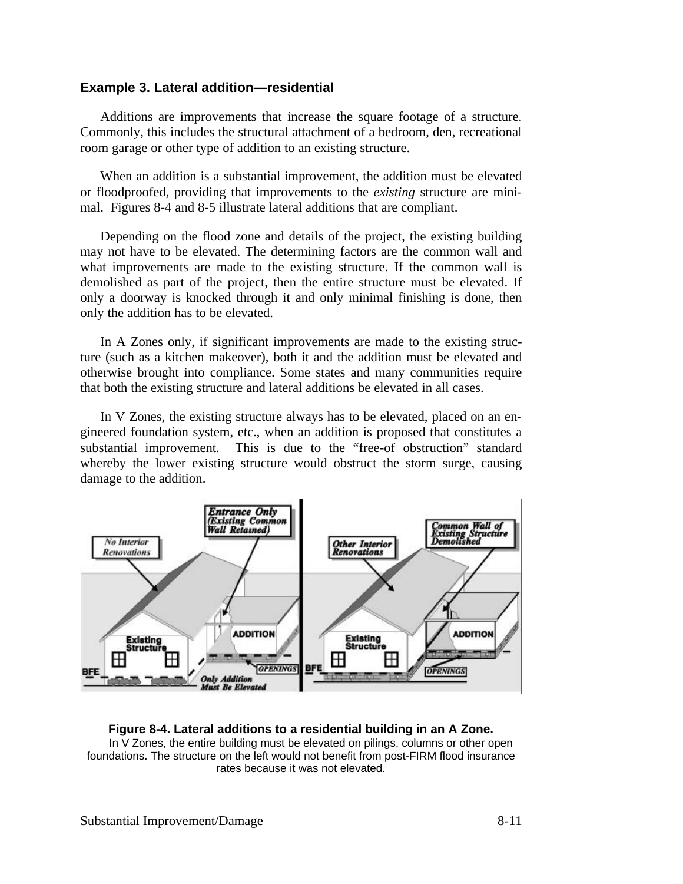### Example 3. Lateral addition—residential

Additions are improvements that increase the square footage of a structure. Commonly, this includes the structural attachment of a bedroom, den, recreational room garage or other type of addition to an existing structure.

When an addition is a substantial improvement, the addition must be elevated or floodproofed, providing that improvements to the *existing* structure are minimal. Figures 8-4 and 8-5 illustrate lateral additions that are compliant.

Depending on the flood zone and details of the project, the existing building may not have to be elevated. The determining factors are the common wall and what improvements are made to the existing structure. If the common wall is demolished as part of the project, then the entire structure must be elevated. If only a doorway is knocked through it and only minimal finishing is done, then only the addition has to be elevated.

In A Zones only, if significant improvements are made to the existing structure (such as a kitchen makeover), both it and the addition must be elevated and otherwise brought into compliance. Some states and many communities require that both the existing structure and lateral additions be elevated in all cases.

In V Zones, the existing structure always has to be elevated, placed on an engineered foundation system, etc., when an addition is proposed that constitutes a substantial improvement. This is due to the "free-of obstruction" standard whereby the lower existing structure would obstruct the storm surge, causing damage to the addition.

**Figure 8-4. Lateral additions to a residential building in an A Zone.**
In V Zones, the entire building must be elevated on pilings, columns or other open foundations. The structure on the left would not benefit from post-FIRM flood insurance rates because it was not elevated.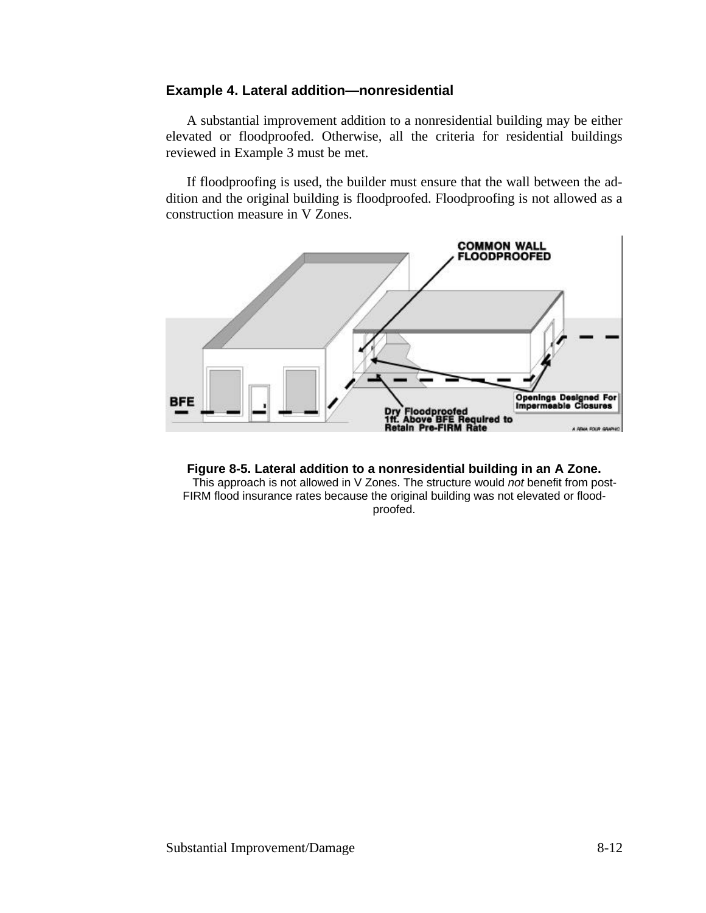### Example 4. Lateral addition—nonresidential

A substantial improvement addition to a nonresidential building may be either elevated or floodproofed. Otherwise, all the criteria for residential buildings reviewed in Example 3 must be met.

If floodproofing is used, the builder must ensure that the wall between the addition and the original building is floodproofed. Floodproofing is not allowed as a construction measure in V Zones.

COMMON WALL FLOODPROOFED

BFE

Openings Designed For Impermeable Closures

Dry Floodproofed 1ft. Above BFE Required to Retain Pre-FIRM Rate

A FEMA FOUR GRAPHIC

**Figure 8-5. Lateral addition to a nonresidential building in an A Zone.** This approach is not allowed in V Zones. The structure would *not* benefit from post-FIRM flood insurance rates because the original building was not elevated or floodproofed.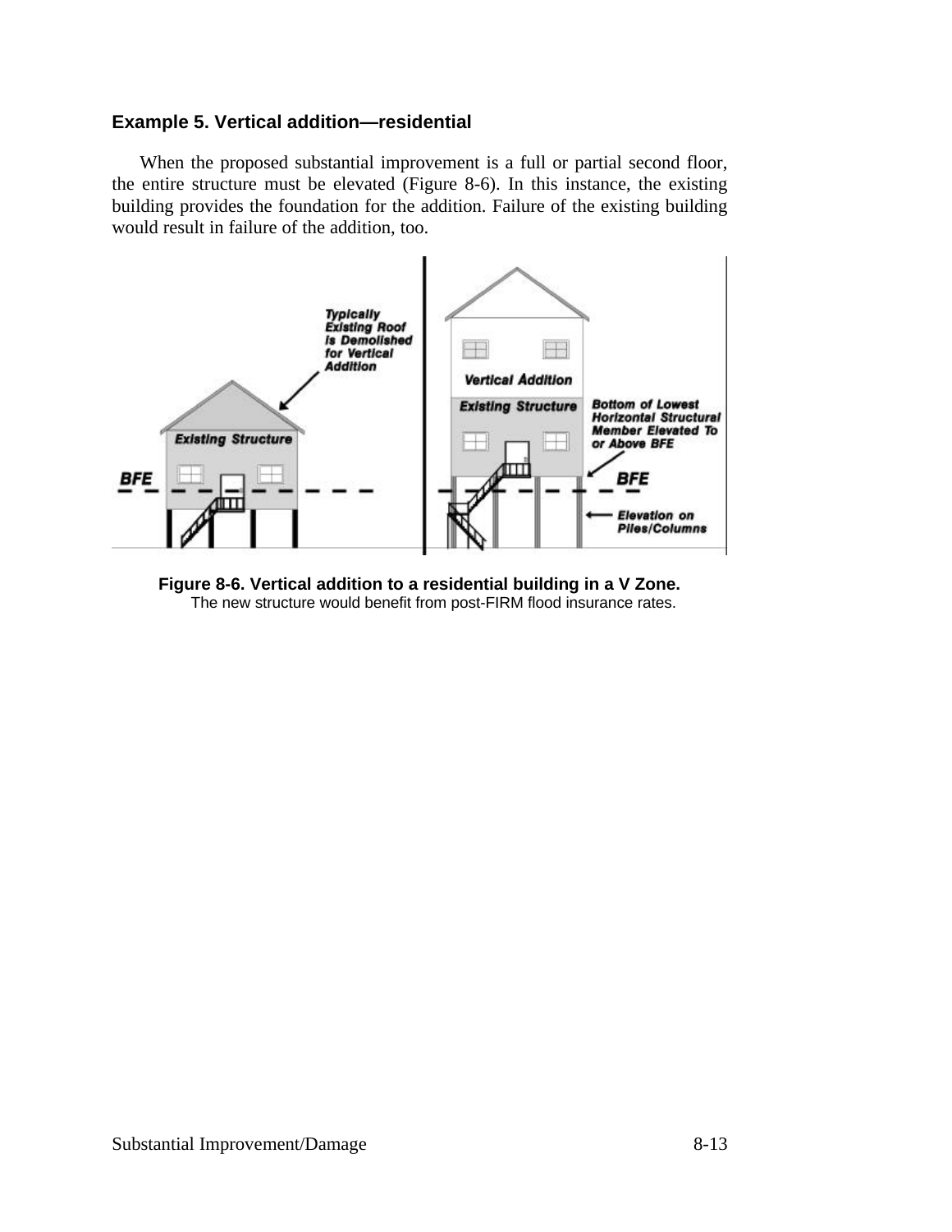### Example 5. Vertical addition—residential

When the proposed substantial improvement is a full or partial second floor, the entire structure must be elevated (Figure 8-6). In this instance, the existing building provides the foundation for the addition. Failure of the existing building would result in failure of the addition, too.

Typically Existing Roof is Demolished for Vertical Addition

Existing Structure

BFE

Vertical Addition

Existing Structure

Bottom of Lowest Horizontal Structural Member Elevated To or Above BFE

BFE

Elevation on Piles/Columns

**Figure 8-6. Vertical addition to a residential building in a V Zone.**
The new structure would benefit from post-FIRM flood insurance rates.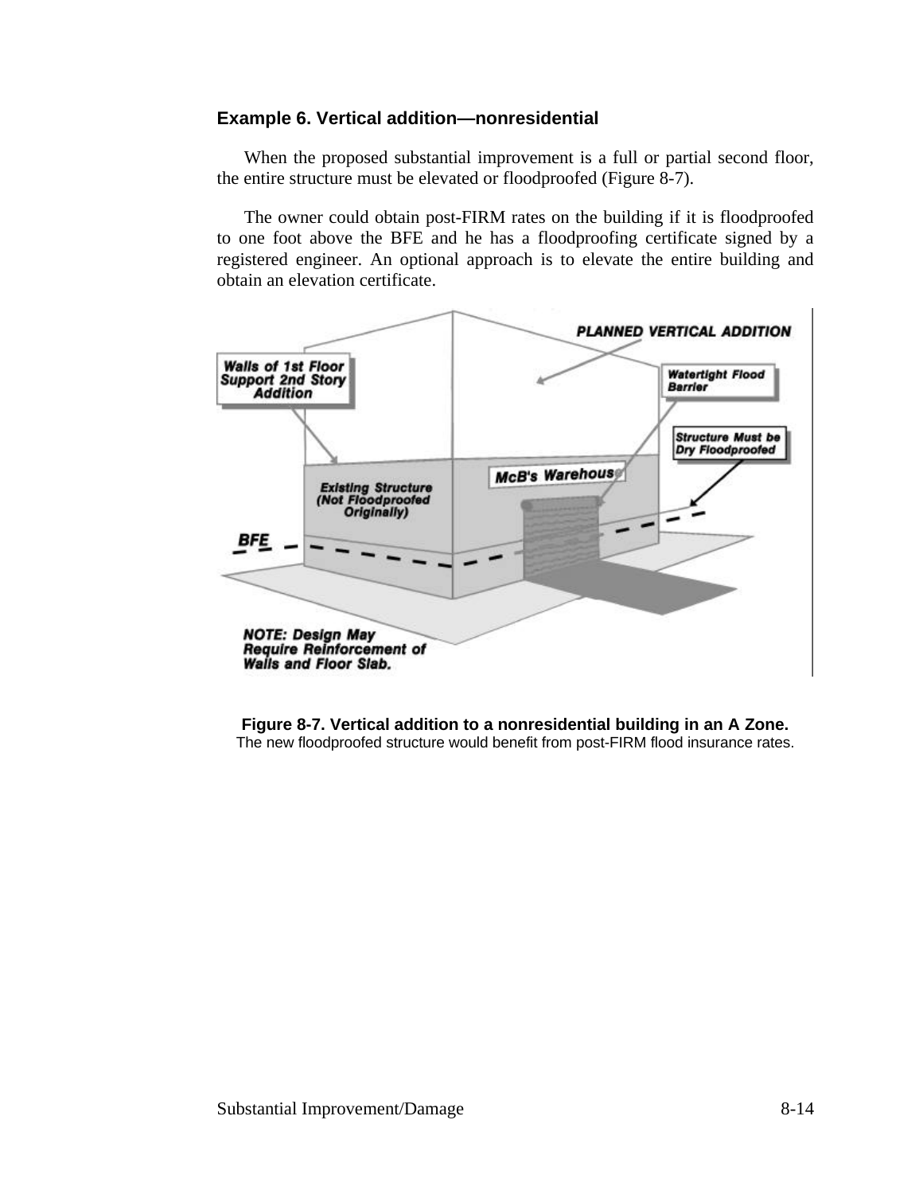### Example 6. Vertical addition—nonresidential

When the proposed substantial improvement is a full or partial second floor, the entire structure must be elevated or floodproofed (Figure 8-7).

The owner could obtain post-FIRM rates on the building if it is floodproofed to one foot above the BFE and he has a floodproofing certificate signed by a registered engineer. An optional approach is to elevate the entire building and obtain an elevation certificate.

**Figure 8-7. Vertical addition to a nonresidential building in an A Zone.**
The new floodproofed structure would benefit from post-FIRM flood insurance rates.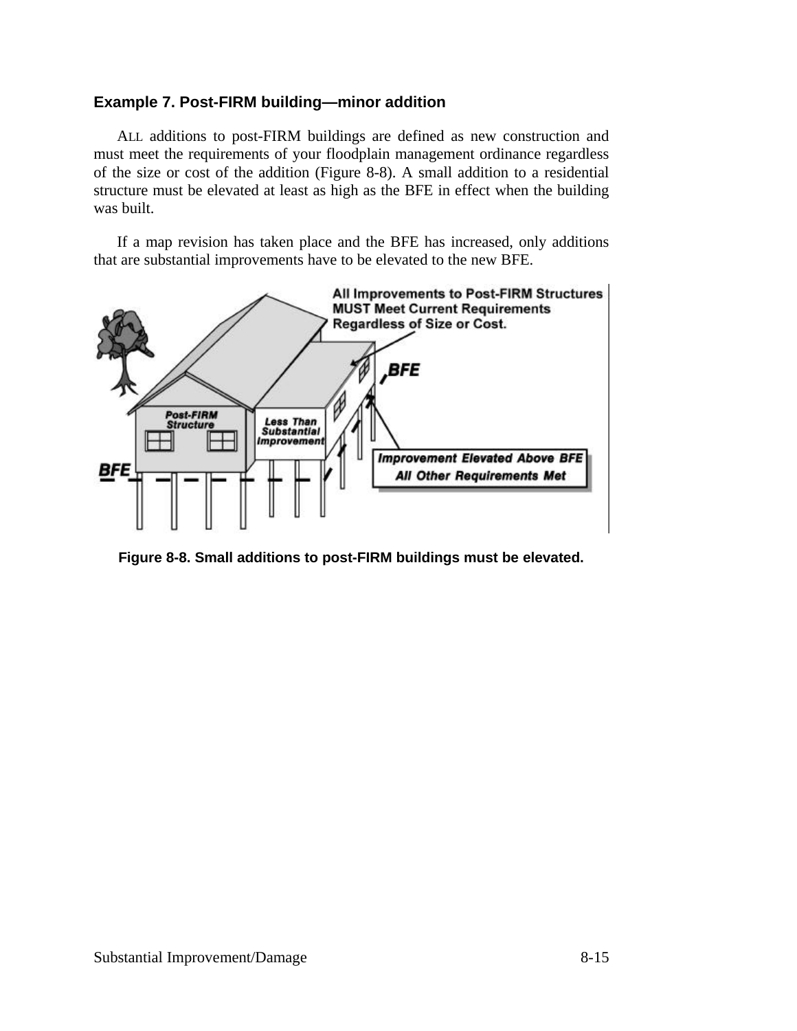### Example 7. Post-FIRM building—minor addition

ALL additions to post-FIRM buildings are defined as new construction and must meet the requirements of your floodplain management ordinance regardless of the size or cost of the addition (Figure 8-8). A small addition to a residential structure must be elevated at least as high as the BFE in effect when the building was built.

If a map revision has taken place and the BFE has increased, only additions that are substantial improvements have to be elevated to the new BFE.

All Improvements to Post-FIRM Structures MUST Meet Current Requirements Regardless of Size or Cost.

BFE

Post-FIRM Structure

Less Than Substantial Improvement

Improvement Elevated Above BFE
All Other Requirements Met

BFE

**Figure 8-8. Small additions to post-FIRM buildings must be elevated.**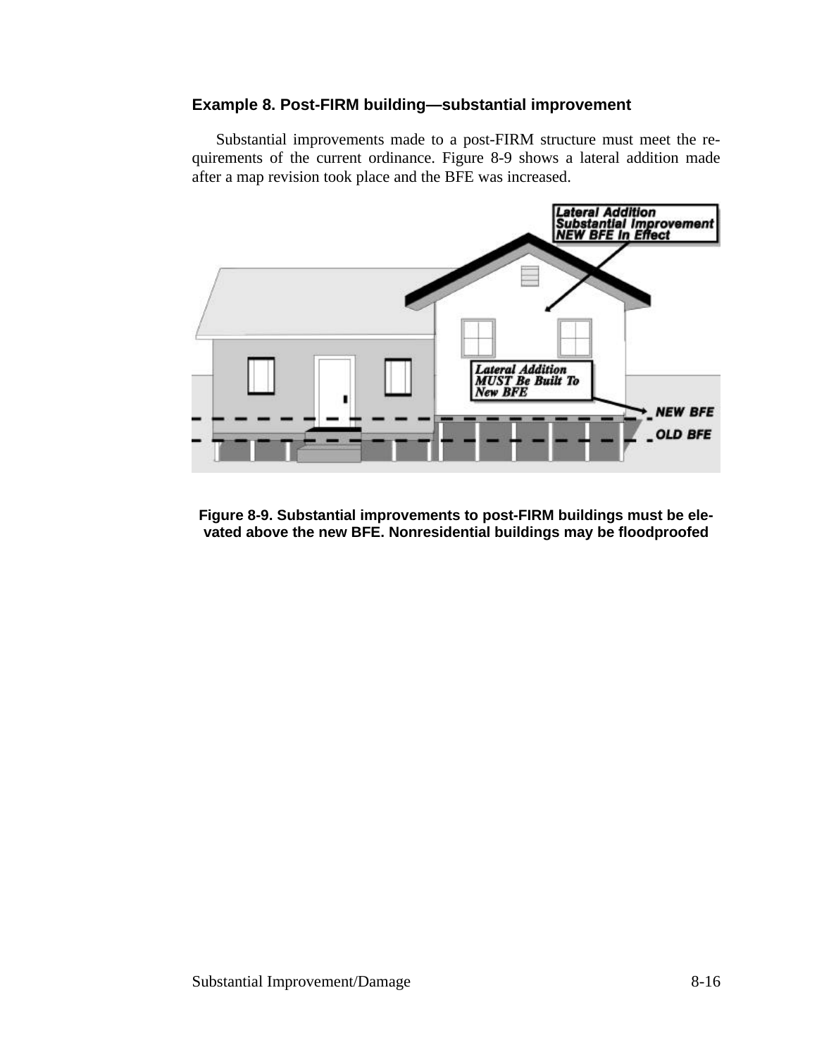### Example 8. Post-FIRM building—substantial improvement

Substantial improvements made to a post-FIRM structure must meet the requirements of the current ordinance. Figure 8-9 shows a lateral addition made after a map revision took place and the BFE was increased.

Lateral Addition
Substantial Improvement
NEW BFE In Effect

Lateral Addition
MUST Be Built To
New BFE

NEW BFE

OLD BFE

**Figure 8-9. Substantial improvements to post-FIRM buildings must be elevated above the new BFE. Nonresidential buildings may be floodproofed**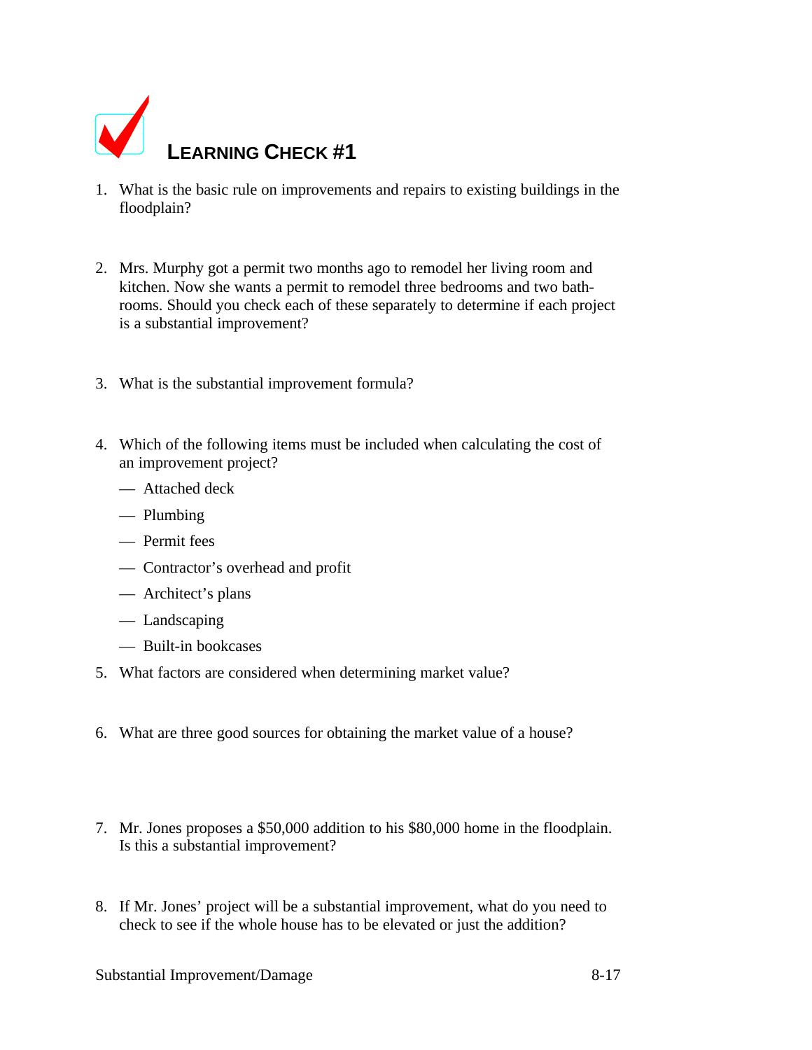## LEARNING CHECK #1

1. What is the basic rule on improvements and repairs to existing buildings in the floodplain?

2. Mrs. Murphy got a permit two months ago to remodel her living room and kitchen. Now she wants a permit to remodel three bedrooms and two bathrooms. Should you check each of these separately to determine if each project is a substantial improvement?

3. What is the substantial improvement formula?

4. Which of the following items must be included when calculating the cost of an improvement project?
   - — Attached deck
   - — Plumbing
   - — Permit fees
   - — Contractor's overhead and profit
   - — Architect's plans
   - — Landscaping
   - — Built-in bookcases

5. What factors are considered when determining market value?

6. What are three good sources for obtaining the market value of a house?

7. Mr. Jones proposes a $50,000 addition to his $80,000 home in the floodplain. Is this a substantial improvement?

8. If Mr. Jones' project will be a substantial improvement, what do you need to check to see if the whole house has to be elevated or just the addition?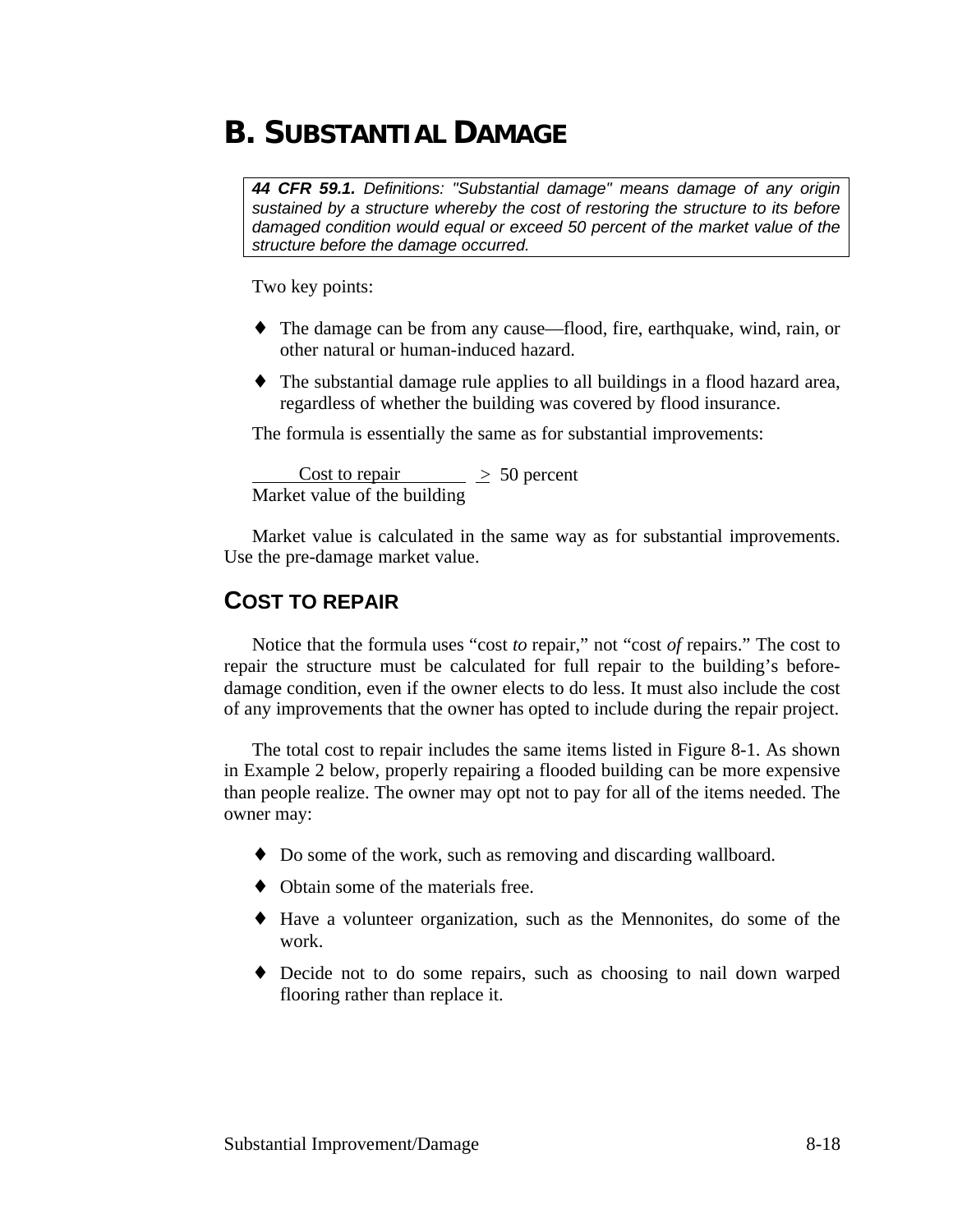# B. SUBSTANTIAL DAMAGE

> ***44 CFR 59.1.*** *Definitions: "Substantial damage" means damage of any origin sustained by a structure whereby the cost of restoring the structure to its before damaged condition would equal or exceed 50 percent of the market value of the structure before the damage occurred.*

Two key points:

- The damage can be from any cause—flood, fire, earthquake, wind, rain, or other natural or human-induced hazard.
- The substantial damage rule applies to all buildings in a flood hazard area, regardless of whether the building was covered by flood insurance.

The formula is essentially the same as for substantial improvements:

$$\frac{\text{Cost to repair}}{\text{Market value of the building}} \geq 50 \text{ percent}$$

Market value is calculated in the same way as for substantial improvements. Use the pre-damage market value.

## COST TO REPAIR

Notice that the formula uses "cost *to* repair," not "cost *of* repairs." The cost to repair the structure must be calculated for full repair to the building's before-damage condition, even if the owner elects to do less. It must also include the cost of any improvements that the owner has opted to include during the repair project.

The total cost to repair includes the same items listed in Figure 8-1. As shown in Example 2 below, properly repairing a flooded building can be more expensive than people realize. The owner may opt not to pay for all of the items needed. The owner may:

- Do some of the work, such as removing and discarding wallboard.
- Obtain some of the materials free.
- Have a volunteer organization, such as the Mennonites, do some of the work.
- Decide not to do some repairs, such as choosing to nail down warped flooring rather than replace it.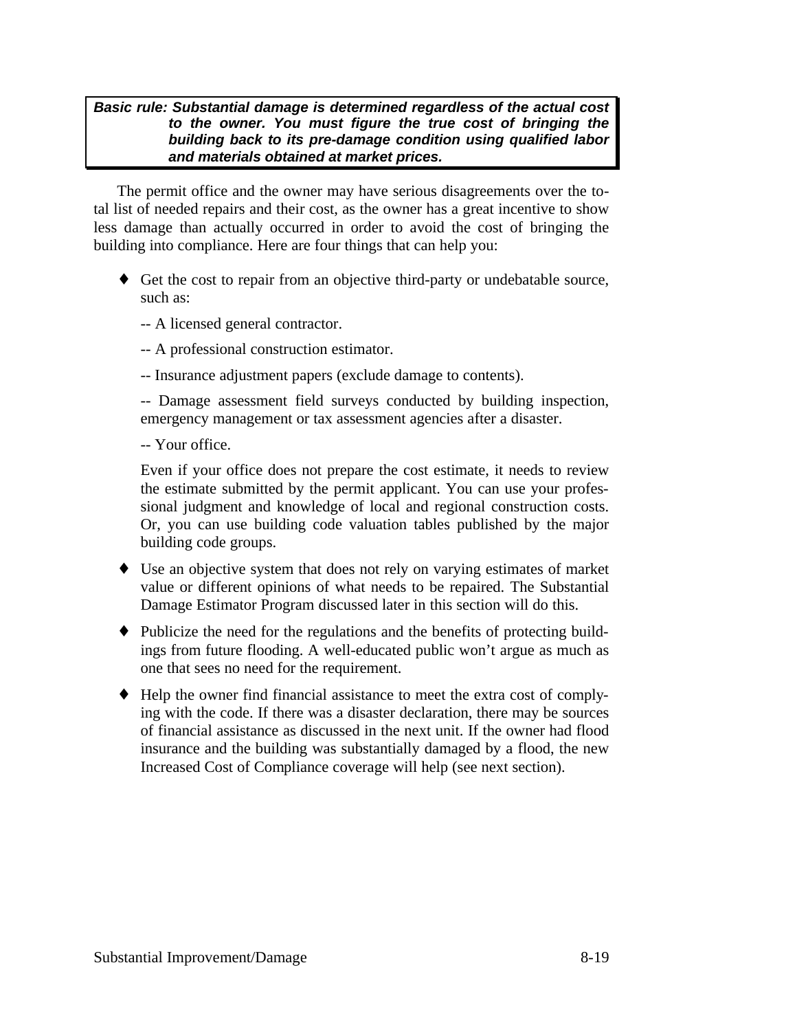> ***Basic rule: Substantial damage is determined regardless of the actual cost to the owner. You must figure the true cost of bringing the building back to its pre-damage condition using qualified labor and materials obtained at market prices.***

The permit office and the owner may have serious disagreements over the total list of needed repairs and their cost, as the owner has a great incentive to show less damage than actually occurred in order to avoid the cost of bringing the building into compliance. Here are four things that can help you:

- Get the cost to repair from an objective third-party or undebatable source, such as:

  -- A licensed general contractor.

  -- A professional construction estimator.

  -- Insurance adjustment papers (exclude damage to contents).

  -- Damage assessment field surveys conducted by building inspection, emergency management or tax assessment agencies after a disaster.

  -- Your office.

  Even if your office does not prepare the cost estimate, it needs to review the estimate submitted by the permit applicant. You can use your professional judgment and knowledge of local and regional construction costs. Or, you can use building code valuation tables published by the major building code groups.

- Use an objective system that does not rely on varying estimates of market value or different opinions of what needs to be repaired. The Substantial Damage Estimator Program discussed later in this section will do this.

- Publicize the need for the regulations and the benefits of protecting buildings from future flooding. A well-educated public won't argue as much as one that sees no need for the requirement.

- Help the owner find financial assistance to meet the extra cost of complying with the code. If there was a disaster declaration, there may be sources of financial assistance as discussed in the next unit. If the owner had flood insurance and the building was substantially damaged by a flood, the new Increased Cost of Compliance coverage will help (see next section).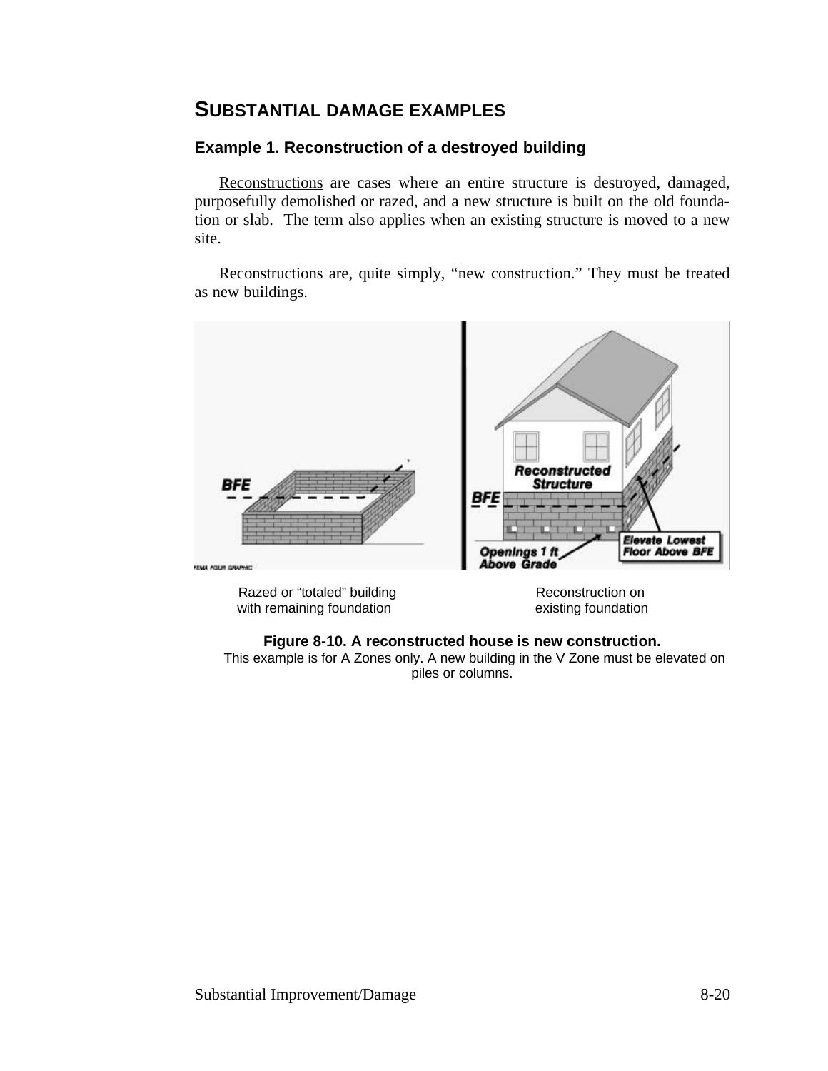## SUBSTANTIAL DAMAGE EXAMPLES

### Example 1. Reconstruction of a destroyed building

Reconstructions are cases where an entire structure is destroyed, damaged, purposefully demolished or razed, and a new structure is built on the old foundation or slab. The term also applies when an existing structure is moved to a new site.

Reconstructions are, quite simply, "new construction." They must be treated as new buildings.

BFE

FEMA FOUR GRAPHIC

Reconstructed Structure

BFE

Elevate Lowest Floor Above BFE

Openings 1 ft Above Grade

Razed or "totaled" building with remaining foundation

Reconstruction on existing foundation

**Figure 8-10. A reconstructed house is new construction.**
This example is for A Zones only. A new building in the V Zone must be elevated on piles or columns.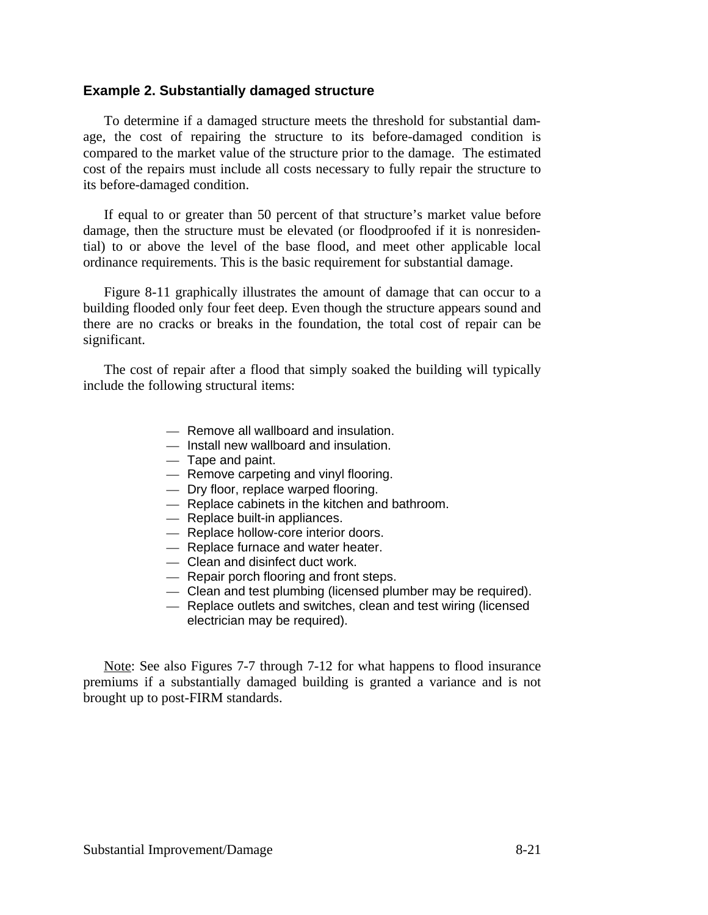### Example 2. Substantially damaged structure

To determine if a damaged structure meets the threshold for substantial damage, the cost of repairing the structure to its before-damaged condition is compared to the market value of the structure prior to the damage. The estimated cost of the repairs must include all costs necessary to fully repair the structure to its before-damaged condition.

If equal to or greater than 50 percent of that structure's market value before damage, then the structure must be elevated (or floodproofed if it is nonresidential) to or above the level of the base flood, and meet other applicable local ordinance requirements. This is the basic requirement for substantial damage.

Figure 8-11 graphically illustrates the amount of damage that can occur to a building flooded only four feet deep. Even though the structure appears sound and there are no cracks or breaks in the foundation, the total cost of repair can be significant.

The cost of repair after a flood that simply soaked the building will typically include the following structural items:

- Remove all wallboard and insulation.
- Install new wallboard and insulation.
- Tape and paint.
- Remove carpeting and vinyl flooring.
- Dry floor, replace warped flooring.
- Replace cabinets in the kitchen and bathroom.
- Replace built-in appliances.
- Replace hollow-core interior doors.
- Replace furnace and water heater.
- Clean and disinfect duct work.
- Repair porch flooring and front steps.
- Clean and test plumbing (licensed plumber may be required).
- Replace outlets and switches, clean and test wiring (licensed electrician may be required).

Note: See also Figures 7-7 through 7-12 for what happens to flood insurance premiums if a substantially damaged building is granted a variance and is not brought up to post-FIRM standards.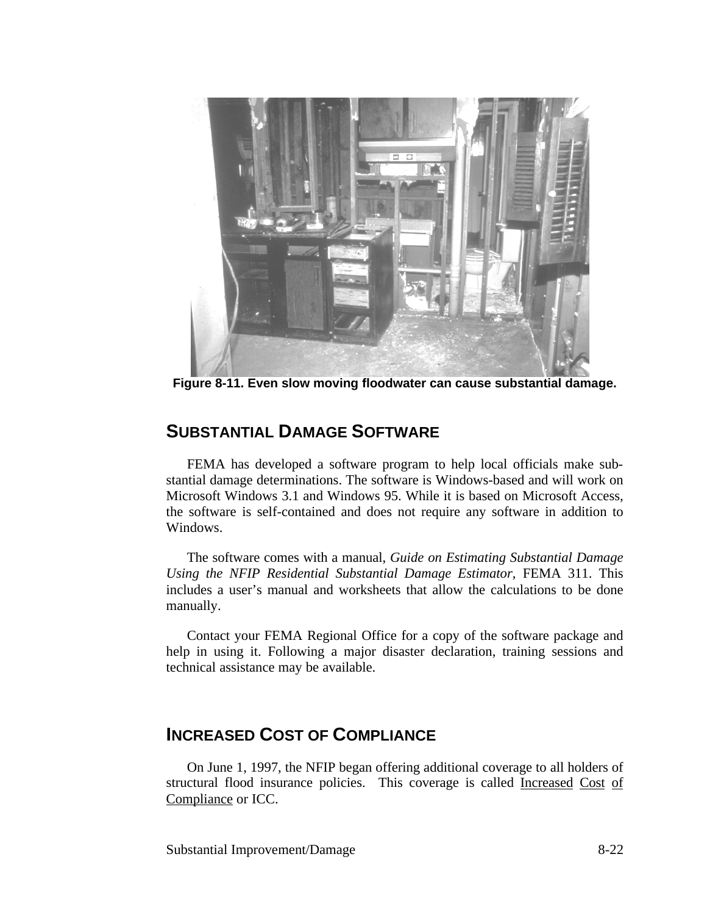**Figure 8-11. Even slow moving floodwater can cause substantial damage.**

## SUBSTANTIAL DAMAGE SOFTWARE

FEMA has developed a software program to help local officials make substantial damage determinations. The software is Windows-based and will work on Microsoft Windows 3.1 and Windows 95. While it is based on Microsoft Access, the software is self-contained and does not require any software in addition to Windows.

The software comes with a manual, *Guide on Estimating Substantial Damage Using the NFIP Residential Substantial Damage Estimator*, FEMA 311. This includes a user's manual and worksheets that allow the calculations to be done manually.

Contact your FEMA Regional Office for a copy of the software package and help in using it. Following a major disaster declaration, training sessions and technical assistance may be available.

## INCREASED COST OF COMPLIANCE

On June 1, 1997, the NFIP began offering additional coverage to all holders of structural flood insurance policies. This coverage is called Increased Cost of Compliance or ICC.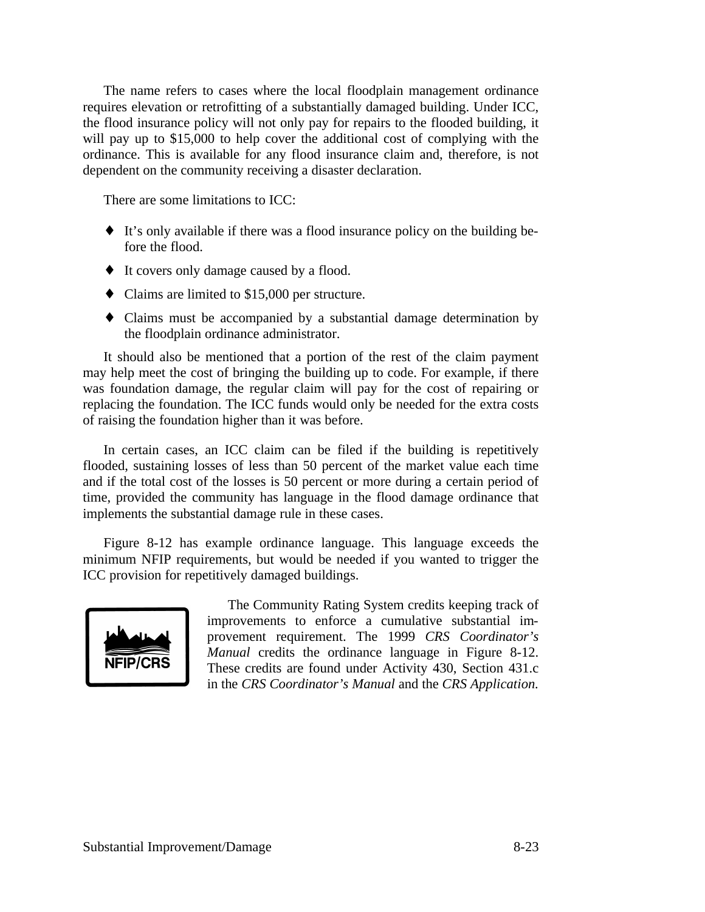The name refers to cases where the local floodplain management ordinance requires elevation or retrofitting of a substantially damaged building. Under ICC, the flood insurance policy will not only pay for repairs to the flooded building, it will pay up to $15,000 to help cover the additional cost of complying with the ordinance. This is available for any flood insurance claim and, therefore, is not dependent on the community receiving a disaster declaration.

There are some limitations to ICC:

- It's only available if there was a flood insurance policy on the building before the flood.
- It covers only damage caused by a flood.
- Claims are limited to $15,000 per structure.
- Claims must be accompanied by a substantial damage determination by the floodplain ordinance administrator.

It should also be mentioned that a portion of the rest of the claim payment may help meet the cost of bringing the building up to code. For example, if there was foundation damage, the regular claim will pay for the cost of repairing or replacing the foundation. The ICC funds would only be needed for the extra costs of raising the foundation higher than it was before.

In certain cases, an ICC claim can be filed if the building is repetitively flooded, sustaining losses of less than 50 percent of the market value each time and if the total cost of the losses is 50 percent or more during a certain period of time, provided the community has language in the flood damage ordinance that implements the substantial damage rule in these cases.

Figure 8-12 has example ordinance language. This language exceeds the minimum NFIP requirements, but would be needed if you wanted to trigger the ICC provision for repetitively damaged buildings.

NFIP/CRS

The Community Rating System credits keeping track of improvements to enforce a cumulative substantial improvement requirement. The 1999 *CRS Coordinator's Manual* credits the ordinance language in Figure 8-12. These credits are found under Activity 430, Section 431.c in the *CRS Coordinator's Manual* and the *CRS Application.*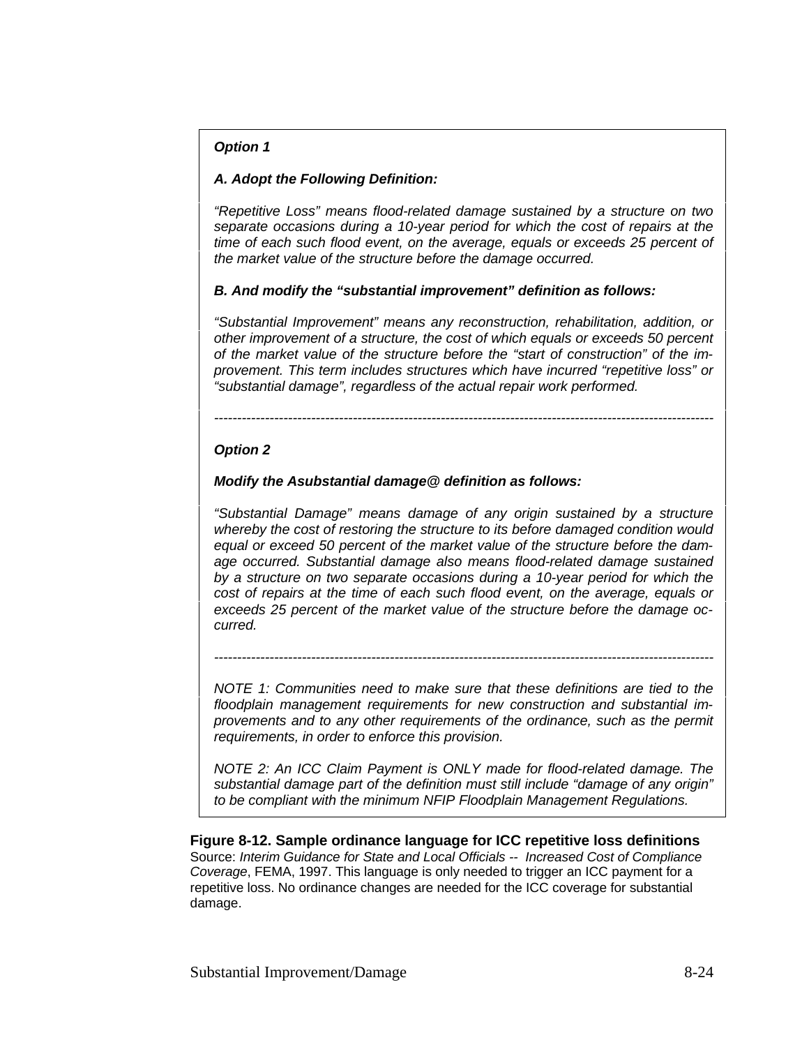***Option 1***

***A. Adopt the Following Definition:***

*"Repetitive Loss" means flood-related damage sustained by a structure on two separate occasions during a 10-year period for which the cost of repairs at the time of each such flood event, on the average, equals or exceeds 25 percent of the market value of the structure before the damage occurred.*

***B. And modify the "substantial improvement" definition as follows:***

*"Substantial Improvement" means any reconstruction, rehabilitation, addition, or other improvement of a structure, the cost of which equals or exceeds 50 percent of the market value of the structure before the "start of construction" of the improvement. This term includes structures which have incurred "repetitive loss" or "substantial damage", regardless of the actual repair work performed.*

---

***Option 2***

***Modify the Asubstantial damage@ definition as follows:***

*"Substantial Damage" means damage of any origin sustained by a structure whereby the cost of restoring the structure to its before damaged condition would equal or exceed 50 percent of the market value of the structure before the damage occurred. Substantial damage also means flood-related damage sustained by a structure on two separate occasions during a 10-year period for which the cost of repairs at the time of each such flood event, on the average, equals or exceeds 25 percent of the market value of the structure before the damage occurred.*

---

*NOTE 1: Communities need to make sure that these definitions are tied to the floodplain management requirements for new construction and substantial improvements and to any other requirements of the ordinance, such as the permit requirements, in order to enforce this provision.*

*NOTE 2: An ICC Claim Payment is ONLY made for flood-related damage. The substantial damage part of the definition must still include "damage of any origin" to be compliant with the minimum NFIP Floodplain Management Regulations.*

**Figure 8-12. Sample ordinance language for ICC repetitive loss definitions**
Source: *Interim Guidance for State and Local Officials -- Increased Cost of Compliance Coverage*, FEMA, 1997. This language is only needed to trigger an ICC payment for a repetitive loss. No ordinance changes are needed for the ICC coverage for substantial damage.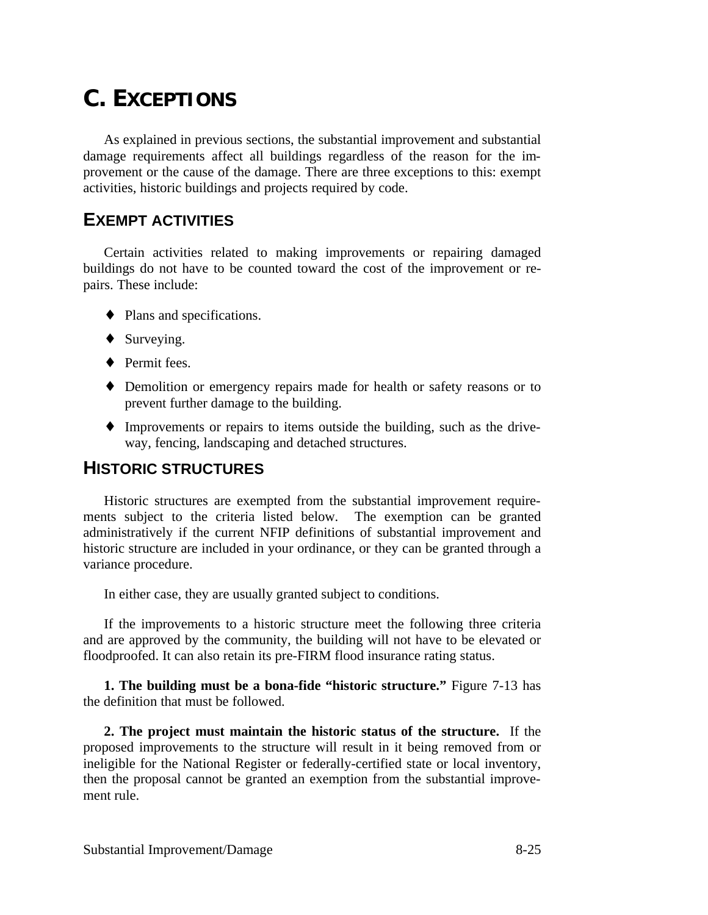# C. EXCEPTIONS

As explained in previous sections, the substantial improvement and substantial damage requirements affect all buildings regardless of the reason for the improvement or the cause of the damage. There are three exceptions to this: exempt activities, historic buildings and projects required by code.

## EXEMPT ACTIVITIES

Certain activities related to making improvements or repairing damaged buildings do not have to be counted toward the cost of the improvement or repairs. These include:

- Plans and specifications.
- Surveying.
- Permit fees.
- Demolition or emergency repairs made for health or safety reasons or to prevent further damage to the building.
- Improvements or repairs to items outside the building, such as the driveway, fencing, landscaping and detached structures.

## HISTORIC STRUCTURES

Historic structures are exempted from the substantial improvement requirements subject to the criteria listed below. The exemption can be granted administratively if the current NFIP definitions of substantial improvement and historic structure are included in your ordinance, or they can be granted through a variance procedure.

In either case, they are usually granted subject to conditions.

If the improvements to a historic structure meet the following three criteria and are approved by the community, the building will not have to be elevated or floodproofed. It can also retain its pre-FIRM flood insurance rating status.

**1. The building must be a bona-fide "historic structure."** Figure 7-13 has the definition that must be followed.

**2. The project must maintain the historic status of the structure.** If the proposed improvements to the structure will result in it being removed from or ineligible for the National Register or federally-certified state or local inventory, then the proposal cannot be granted an exemption from the substantial improvement rule.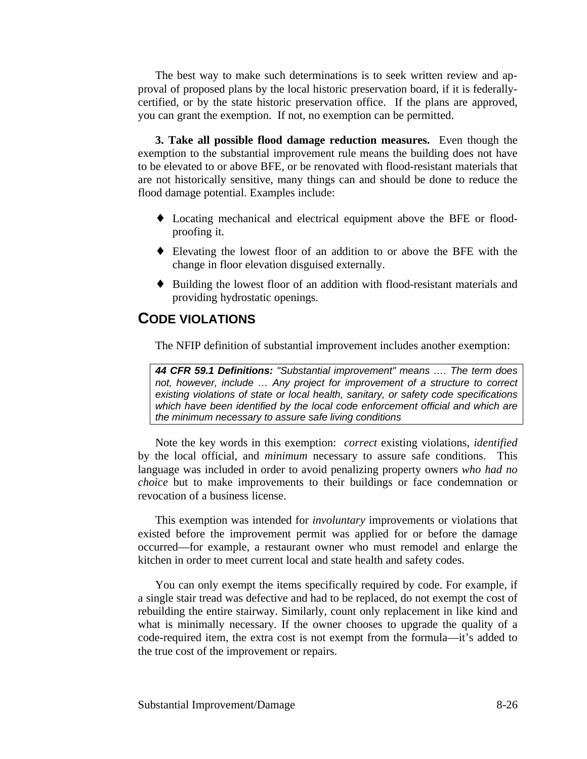The best way to make such determinations is to seek written review and approval of proposed plans by the local historic preservation board, if it is federally-certified, or by the state historic preservation office. If the plans are approved, you can grant the exemption. If not, no exemption can be permitted.

**3. Take all possible flood damage reduction measures.** Even though the exemption to the substantial improvement rule means the building does not have to be elevated to or above BFE, or be renovated with flood-resistant materials that are not historically sensitive, many things can and should be done to reduce the flood damage potential. Examples include:

- Locating mechanical and electrical equipment above the BFE or flood-proofing it.
- Elevating the lowest floor of an addition to or above the BFE with the change in floor elevation disguised externally.
- Building the lowest floor of an addition with flood-resistant materials and providing hydrostatic openings.

## CODE VIOLATIONS

The NFIP definition of substantial improvement includes another exemption:

> ***44 CFR 59.1 Definitions:*** *"Substantial improvement" means …. The term does not, however, include … Any project for improvement of a structure to correct existing violations of state or local health, sanitary, or safety code specifications which have been identified by the local code enforcement official and which are the minimum necessary to assure safe living conditions*

Note the key words in this exemption: *correct* existing violations, *identified* by the local official, and *minimum* necessary to assure safe conditions. This language was included in order to avoid penalizing property owners *who had no choice* but to make improvements to their buildings or face condemnation or revocation of a business license.

This exemption was intended for *involuntary* improvements or violations that existed before the improvement permit was applied for or before the damage occurred—for example, a restaurant owner who must remodel and enlarge the kitchen in order to meet current local and state health and safety codes.

You can only exempt the items specifically required by code. For example, if a single stair tread was defective and had to be replaced, do not exempt the cost of rebuilding the entire stairway. Similarly, count only replacement in like kind and what is minimally necessary. If the owner chooses to upgrade the quality of a code-required item, the extra cost is not exempt from the formula—it's added to the true cost of the improvement or repairs.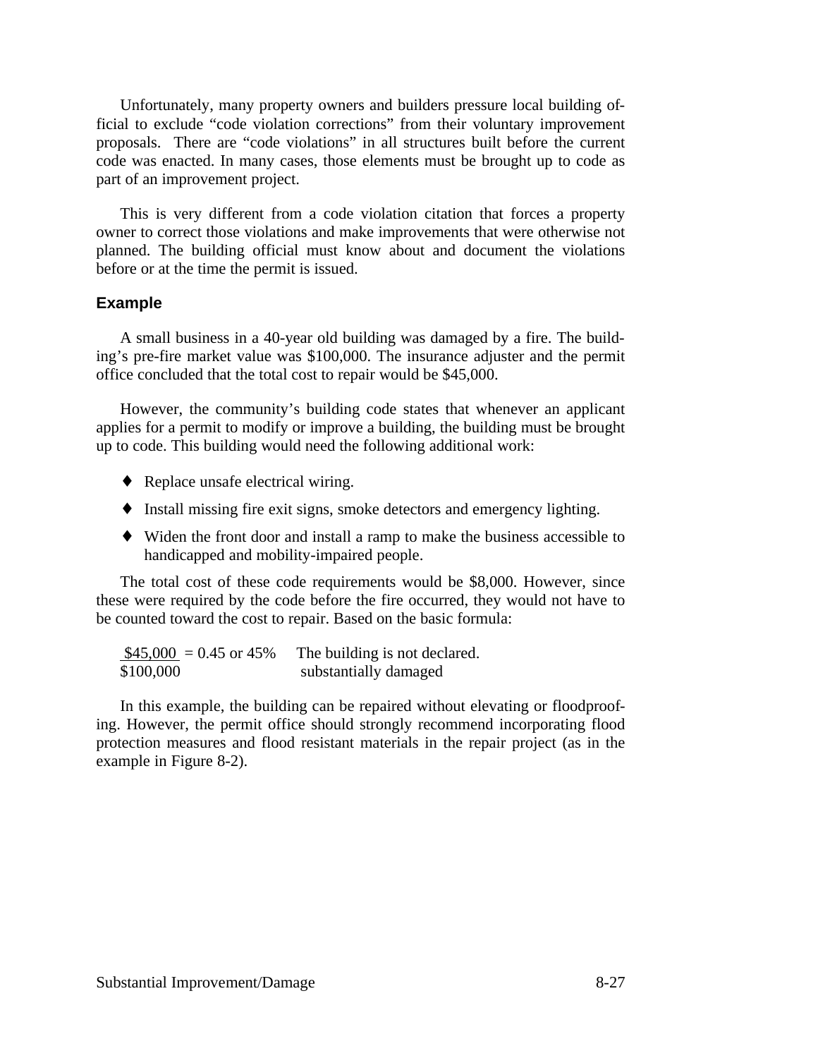Unfortunately, many property owners and builders pressure local building official to exclude "code violation corrections" from their voluntary improvement proposals. There are "code violations" in all structures built before the current code was enacted. In many cases, those elements must be brought up to code as part of an improvement project.

This is very different from a code violation citation that forces a property owner to correct those violations and make improvements that were otherwise not planned. The building official must know about and document the violations before or at the time the permit is issued.

### Example

A small business in a 40-year old building was damaged by a fire. The building's pre-fire market value was $100,000. The insurance adjuster and the permit office concluded that the total cost to repair would be $45,000.

However, the community's building code states that whenever an applicant applies for a permit to modify or improve a building, the building must be brought up to code. This building would need the following additional work:

- Replace unsafe electrical wiring.
- Install missing fire exit signs, smoke detectors and emergency lighting.
- Widen the front door and install a ramp to make the business accessible to handicapped and mobility-impaired people.

The total cost of these code requirements would be $8,000. However, since these were required by the code before the fire occurred, they would not have to be counted toward the cost to repair. Based on the basic formula:

$$\frac{\$45,000}{\$100,000} = 0.45 \text{ or } 45\%$$

The building is not declared. substantially damaged

In this example, the building can be repaired without elevating or floodproofing. However, the permit office should strongly recommend incorporating flood protection measures and flood resistant materials in the repair project (as in the example in Figure 8-2).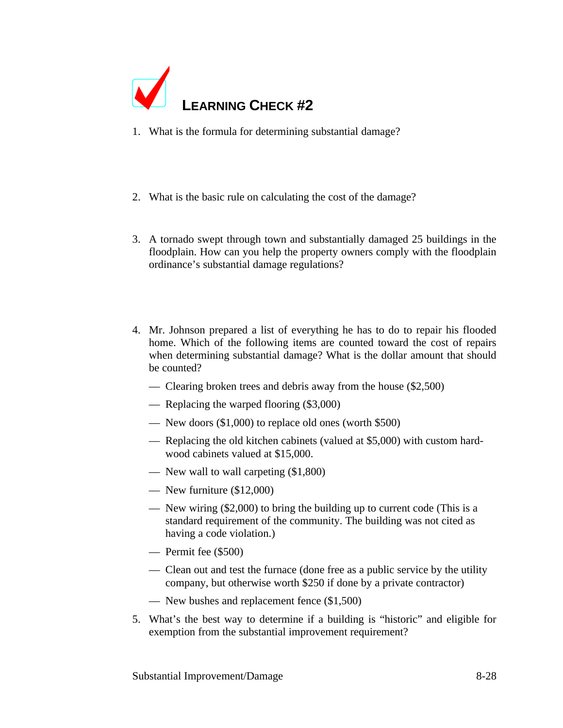## Learning Check #2

1. What is the formula for determining substantial damage?

2. What is the basic rule on calculating the cost of the damage?

3. A tornado swept through town and substantially damaged 25 buildings in the floodplain. How can you help the property owners comply with the floodplain ordinance's substantial damage regulations?

4. Mr. Johnson prepared a list of everything he has to do to repair his flooded home. Which of the following items are counted toward the cost of repairs when determining substantial damage? What is the dollar amount that should be counted?

   — Clearing broken trees and debris away from the house ($2,500)

   — Replacing the warped flooring ($3,000)

   — New doors ($1,000) to replace old ones (worth $500)

   — Replacing the old kitchen cabinets (valued at $5,000) with custom hard-wood cabinets valued at $15,000.

   — New wall to wall carpeting ($1,800)

   — New furniture ($12,000)

   — New wiring ($2,000) to bring the building up to current code (This is a standard requirement of the community. The building was not cited as having a code violation.)

   — Permit fee ($500)

   — Clean out and test the furnace (done free as a public service by the utility company, but otherwise worth $250 if done by a private contractor)

   — New bushes and replacement fence ($1,500)

5. What's the best way to determine if a building is "historic" and eligible for exemption from the substantial improvement requirement?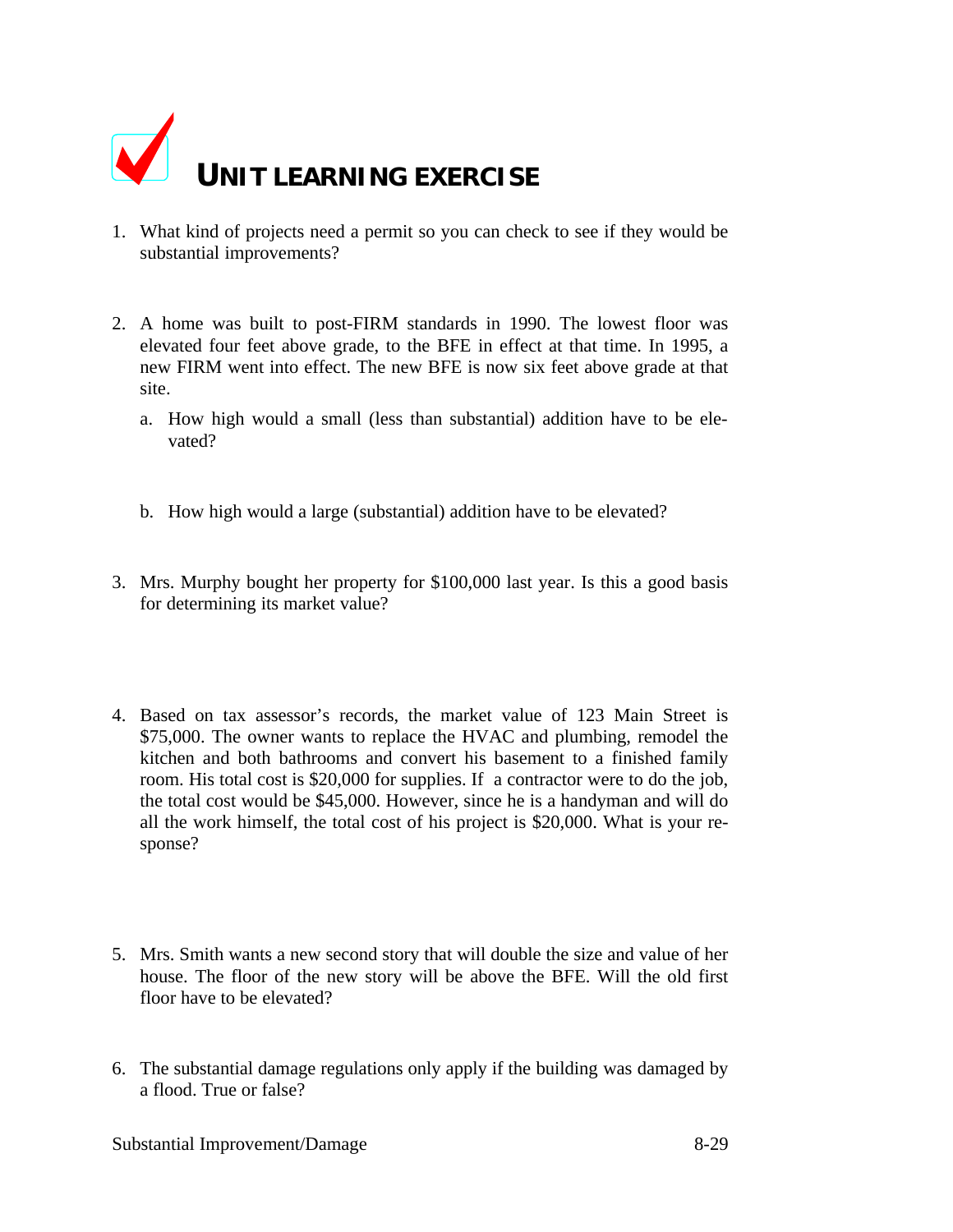# UNIT LEARNING EXERCISE

1. What kind of projects need a permit so you can check to see if they would be substantial improvements?

2. A home was built to post-FIRM standards in 1990. The lowest floor was elevated four feet above grade, to the BFE in effect at that time. In 1995, a new FIRM went into effect. The new BFE is now six feet above grade at that site.

   a. How high would a small (less than substantial) addition have to be elevated?

   b. How high would a large (substantial) addition have to be elevated?

3. Mrs. Murphy bought her property for $100,000 last year. Is this a good basis for determining its market value?

4. Based on tax assessor's records, the market value of 123 Main Street is $75,000. The owner wants to replace the HVAC and plumbing, remodel the kitchen and both bathrooms and convert his basement to a finished family room. His total cost is $20,000 for supplies. If a contractor were to do the job, the total cost would be $45,000. However, since he is a handyman and will do all the work himself, the total cost of his project is $20,000. What is your response?

5. Mrs. Smith wants a new second story that will double the size and value of her house. The floor of the new story will be above the BFE. Will the old first floor have to be elevated?

6. The substantial damage regulations only apply if the building was damaged by a flood. True or false?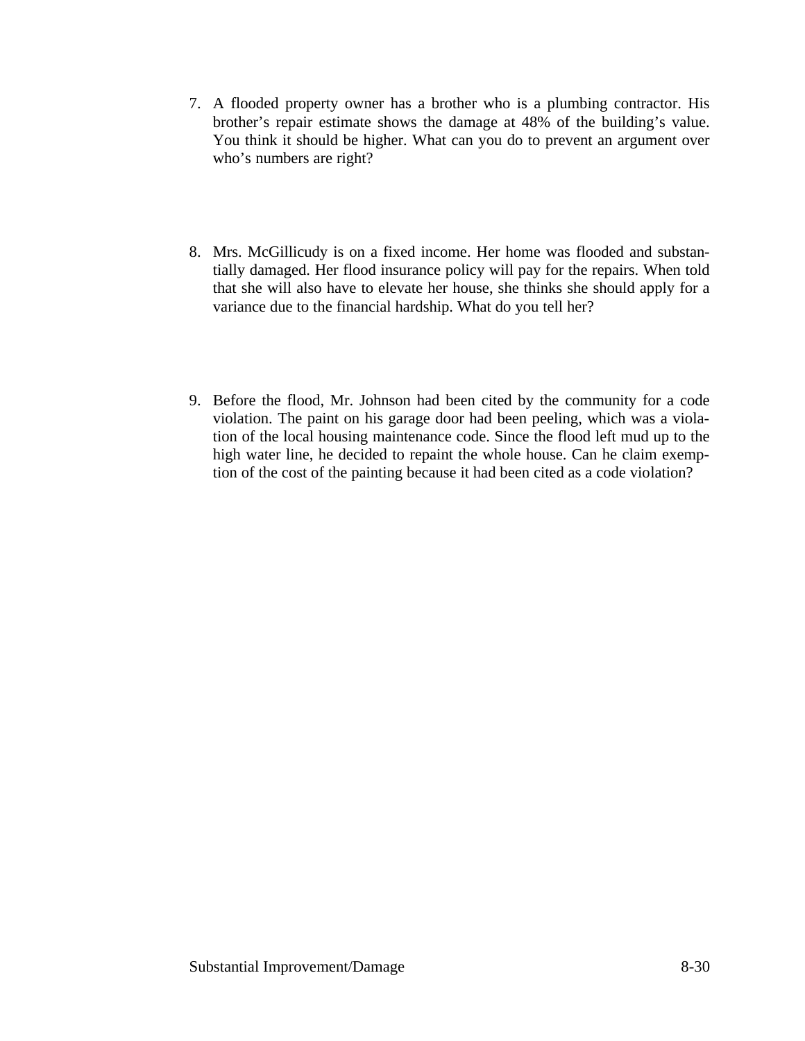7. A flooded property owner has a brother who is a plumbing contractor. His brother's repair estimate shows the damage at 48% of the building's value. You think it should be higher. What can you do to prevent an argument over who's numbers are right?

8. Mrs. McGillicudy is on a fixed income. Her home was flooded and substantially damaged. Her flood insurance policy will pay for the repairs. When told that she will also have to elevate her house, she thinks she should apply for a variance due to the financial hardship. What do you tell her?

9. Before the flood, Mr. Johnson had been cited by the community for a code violation. The paint on his garage door had been peeling, which was a violation of the local housing maintenance code. Since the flood left mud up to the high water line, he decided to repaint the whole house. Can he claim exemption of the cost of the painting because it had been cited as a code violation?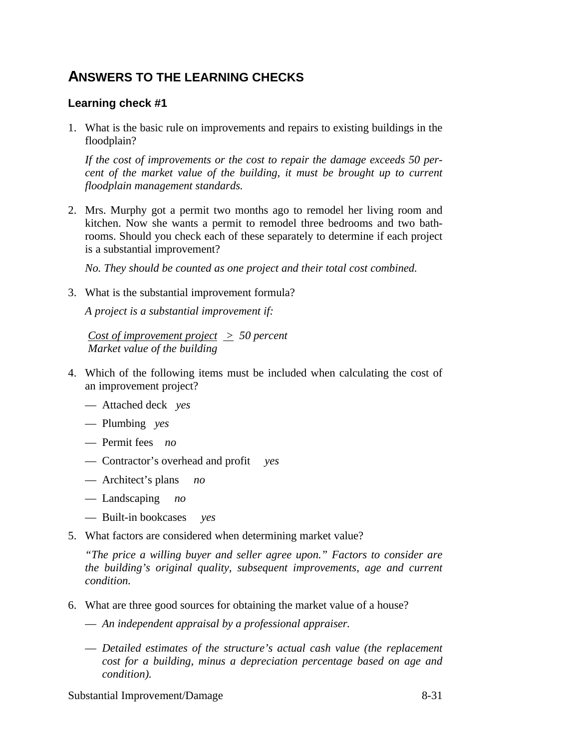## ANSWERS TO THE LEARNING CHECKS

### Learning check #1

1. What is the basic rule on improvements and repairs to existing buildings in the floodplain?

   *If the cost of improvements or the cost to repair the damage exceeds 50 percent of the market value of the building, it must be brought up to current floodplain management standards.*

2. Mrs. Murphy got a permit two months ago to remodel her living room and kitchen. Now she wants a permit to remodel three bedrooms and two bathrooms. Should you check each of these separately to determine if each project is a substantial improvement?

   *No. They should be counted as one project and their total cost combined.*

3. What is the substantial improvement formula?

   *A project is a substantial improvement if:*

   $$\frac{\textit{Cost of improvement project}}{\textit{Market value of the building}} \geq \textit{50 percent}$$

4. Which of the following items must be included when calculating the cost of an improvement project?

   — Attached deck *yes*

   — Plumbing *yes*

   — Permit fees *no*

   — Contractor's overhead and profit *yes*

   — Architect's plans *no*

   — Landscaping *no*

   — Built-in bookcases *yes*

5. What factors are considered when determining market value?

   *"The price a willing buyer and seller agree upon." Factors to consider are the building's original quality, subsequent improvements, age and current condition.*

6. What are three good sources for obtaining the market value of a house?

   — *An independent appraisal by a professional appraiser.*

   — *Detailed estimates of the structure's actual cash value (the replacement cost for a building, minus a depreciation percentage based on age and condition).*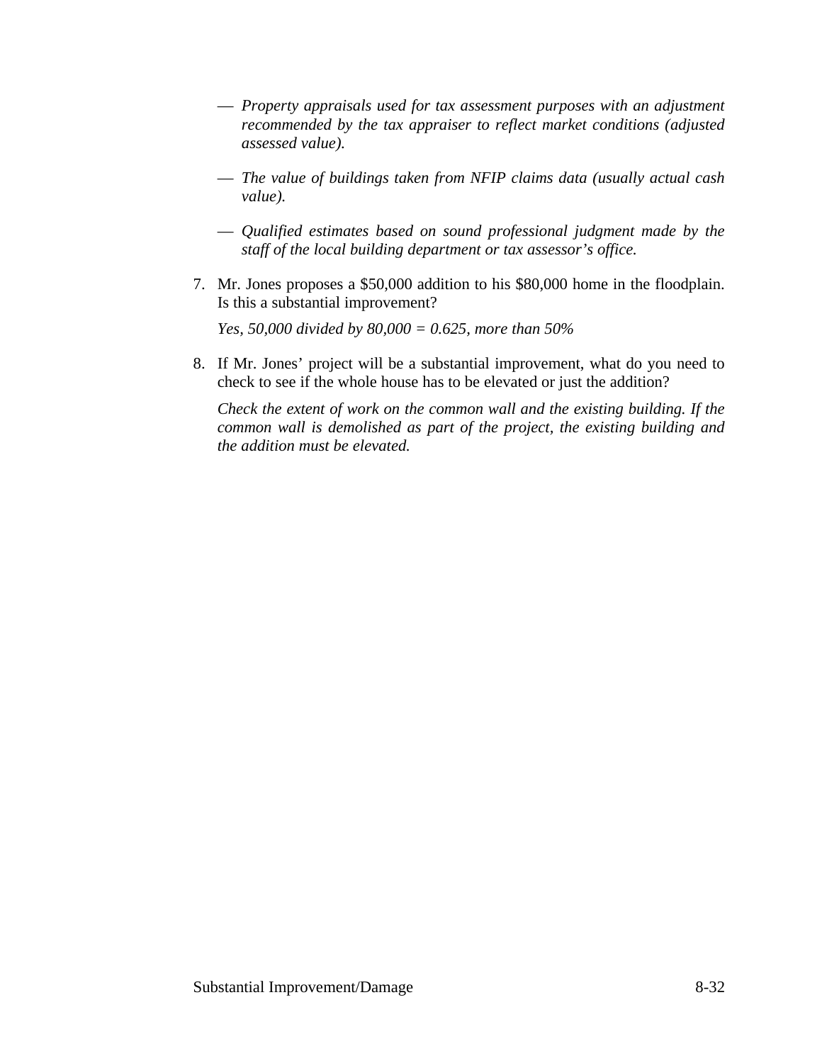- *Property appraisals used for tax assessment purposes with an adjustment recommended by the tax appraiser to reflect market conditions (adjusted assessed value).*

- *The value of buildings taken from NFIP claims data (usually actual cash value).*

- *Qualified estimates based on sound professional judgment made by the staff of the local building department or tax assessor's office.*

7. Mr. Jones proposes a $50,000 addition to his $80,000 home in the floodplain. Is this a substantial improvement?

   *Yes, 50,000 divided by 80,000 = 0.625, more than 50%*

8. If Mr. Jones' project will be a substantial improvement, what do you need to check to see if the whole house has to be elevated or just the addition?

   *Check the extent of work on the common wall and the existing building. If the common wall is demolished as part of the project, the existing building and the addition must be elevated.*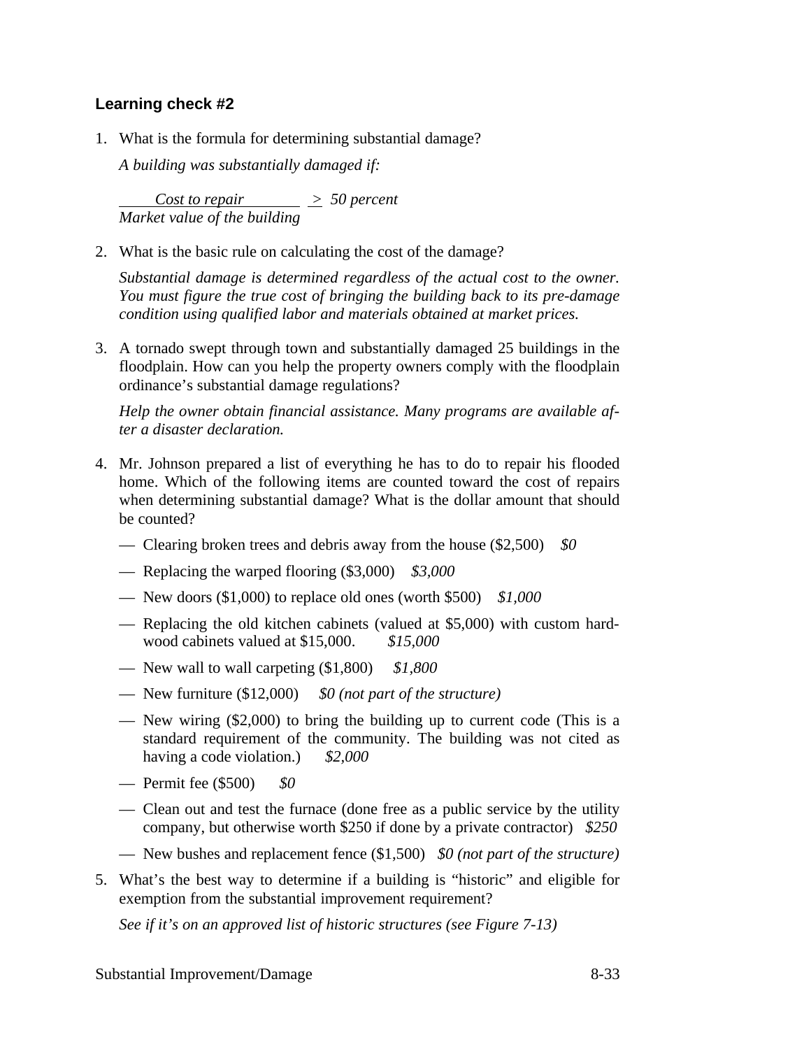### Learning check #2

1. What is the formula for determining substantial damage?

   *A building was substantially damaged if:*

   $$\frac{\textit{Cost to repair}}{\textit{Market value of the building}} \geq \textit{50 percent}$$

2. What is the basic rule on calculating the cost of the damage?

   *Substantial damage is determined regardless of the actual cost to the owner. You must figure the true cost of bringing the building back to its pre-damage condition using qualified labor and materials obtained at market prices.*

3. A tornado swept through town and substantially damaged 25 buildings in the floodplain. How can you help the property owners comply with the floodplain ordinance's substantial damage regulations?

   *Help the owner obtain financial assistance. Many programs are available after a disaster declaration.*

4. Mr. Johnson prepared a list of everything he has to do to repair his flooded home. Which of the following items are counted toward the cost of repairs when determining substantial damage? What is the dollar amount that should be counted?

   — Clearing broken trees and debris away from the house ($2,500) *$0*

   — Replacing the warped flooring ($3,000) *$3,000*

   — New doors ($1,000) to replace old ones (worth $500) *$1,000*

   — Replacing the old kitchen cabinets (valued at $5,000) with custom hardwood cabinets valued at $15,000. *$15,000*

   — New wall to wall carpeting ($1,800) *$1,800*

   — New furniture ($12,000) *$0 (not part of the structure)*

   — New wiring ($2,000) to bring the building up to current code (This is a standard requirement of the community. The building was not cited as having a code violation.) *$2,000*

   — Permit fee ($500) *$0*

   — Clean out and test the furnace (done free as a public service by the utility company, but otherwise worth $250 if done by a private contractor) *$250*

   — New bushes and replacement fence ($1,500) *$0 (not part of the structure)*

5. What's the best way to determine if a building is "historic" and eligible for exemption from the substantial improvement requirement?

   *See if it's on an approved list of historic structures (see Figure 7-13)*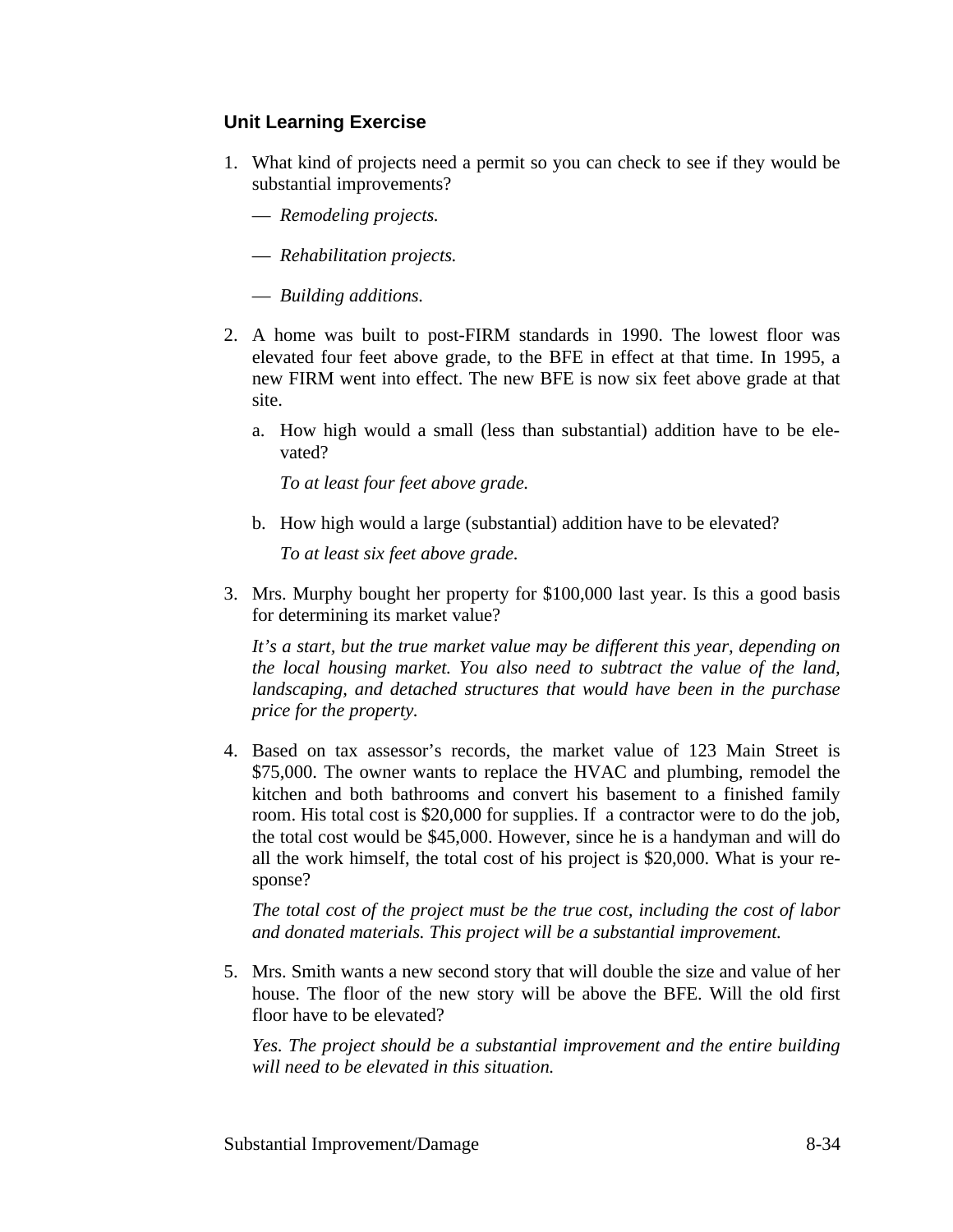### Unit Learning Exercise

1. What kind of projects need a permit so you can check to see if they would be substantial improvements?

   — *Remodeling projects.*

   — *Rehabilitation projects.*

   — *Building additions.*

2. A home was built to post-FIRM standards in 1990. The lowest floor was elevated four feet above grade, to the BFE in effect at that time. In 1995, a new FIRM went into effect. The new BFE is now six feet above grade at that site.

   a. How high would a small (less than substantial) addition have to be elevated?

      *To at least four feet above grade.*

   b. How high would a large (substantial) addition have to be elevated?

      *To at least six feet above grade.*

3. Mrs. Murphy bought her property for $100,000 last year. Is this a good basis for determining its market value?

   *It's a start, but the true market value may be different this year, depending on the local housing market. You also need to subtract the value of the land, landscaping, and detached structures that would have been in the purchase price for the property.*

4. Based on tax assessor's records, the market value of 123 Main Street is $75,000. The owner wants to replace the HVAC and plumbing, remodel the kitchen and both bathrooms and convert his basement to a finished family room. His total cost is $20,000 for supplies. If a contractor were to do the job, the total cost would be $45,000. However, since he is a handyman and will do all the work himself, the total cost of his project is $20,000. What is your response?

   *The total cost of the project must be the true cost, including the cost of labor and donated materials. This project will be a substantial improvement.*

5. Mrs. Smith wants a new second story that will double the size and value of her house. The floor of the new story will be above the BFE. Will the old first floor have to be elevated?

   *Yes. The project should be a substantial improvement and the entire building will need to be elevated in this situation.*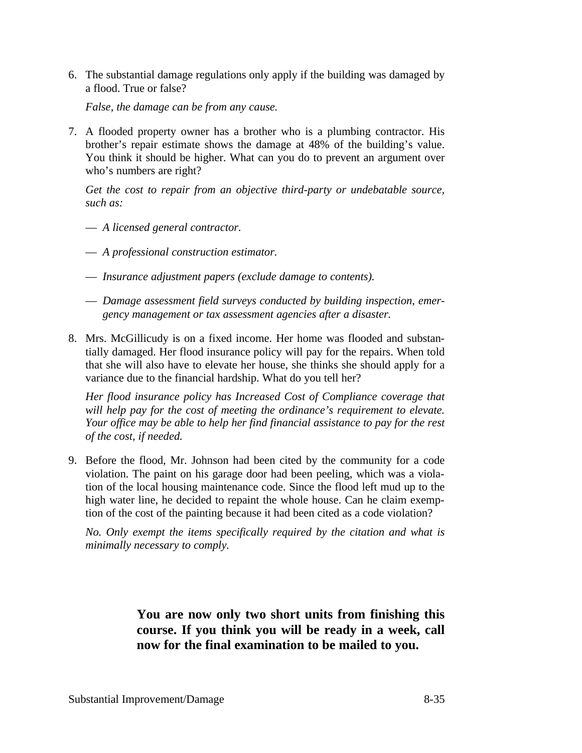6. The substantial damage regulations only apply if the building was damaged by a flood. True or false?

   *False, the damage can be from any cause.*

7. A flooded property owner has a brother who is a plumbing contractor. His brother's repair estimate shows the damage at 48% of the building's value. You think it should be higher. What can you do to prevent an argument over who's numbers are right?

   *Get the cost to repair from an objective third-party or undebatable source, such as:*

   — *A licensed general contractor.*

   — *A professional construction estimator.*

   — *Insurance adjustment papers (exclude damage to contents).*

   — *Damage assessment field surveys conducted by building inspection, emergency management or tax assessment agencies after a disaster.*

8. Mrs. McGillicudy is on a fixed income. Her home was flooded and substantially damaged. Her flood insurance policy will pay for the repairs. When told that she will also have to elevate her house, she thinks she should apply for a variance due to the financial hardship. What do you tell her?

   *Her flood insurance policy has Increased Cost of Compliance coverage that will help pay for the cost of meeting the ordinance's requirement to elevate. Your office may be able to help her find financial assistance to pay for the rest of the cost, if needed.*

9. Before the flood, Mr. Johnson had been cited by the community for a code violation. The paint on his garage door had been peeling, which was a violation of the local housing maintenance code. Since the flood left mud up to the high water line, he decided to repaint the whole house. Can he claim exemption of the cost of the painting because it had been cited as a code violation?

   *No. Only exempt the items specifically required by the citation and what is minimally necessary to comply.*

**You are now only two short units from finishing this course. If you think you will be ready in a week, call now for the final examination to be mailed to you.**